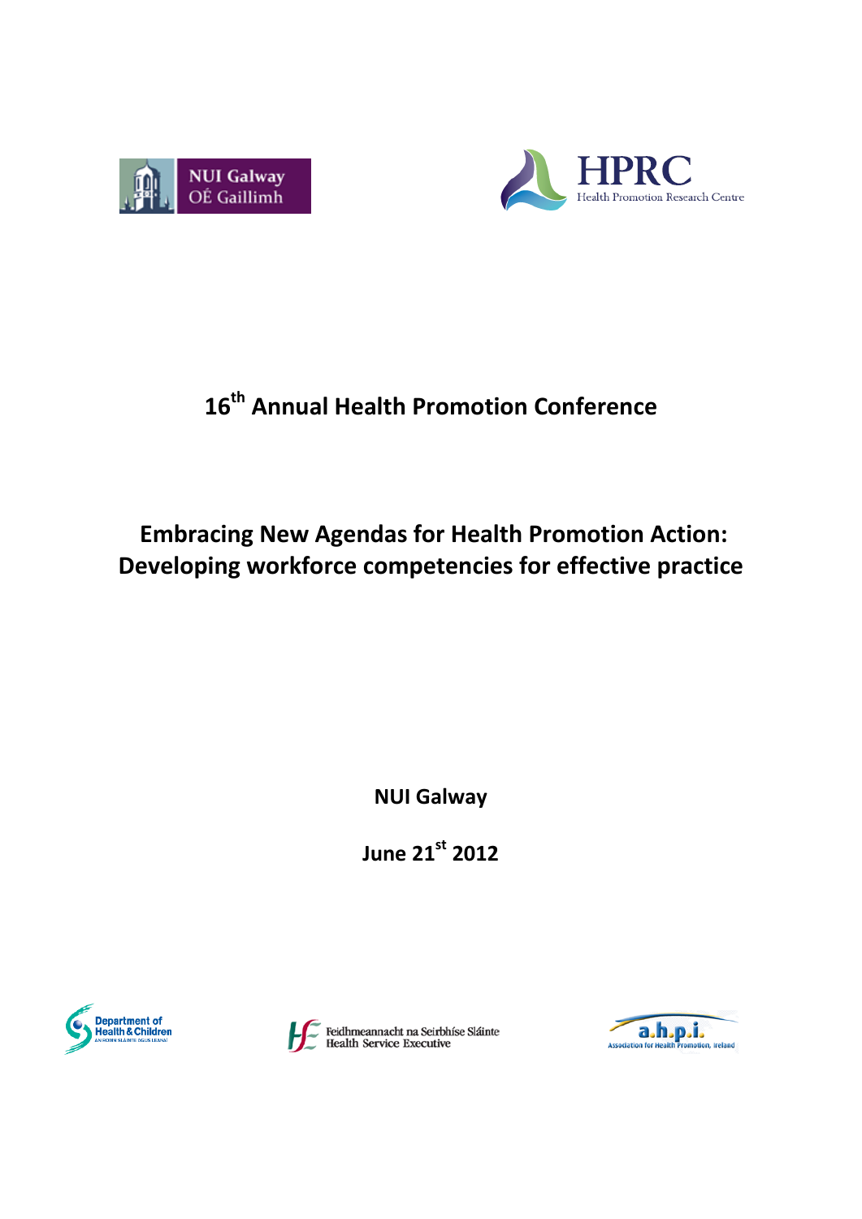# 16th Annual Health Promotion Conference

## Embracing New Agendas for Health Promotion Action: Developing workforce competencies for effective practice

**NUI Galway**

**June 21st 2012**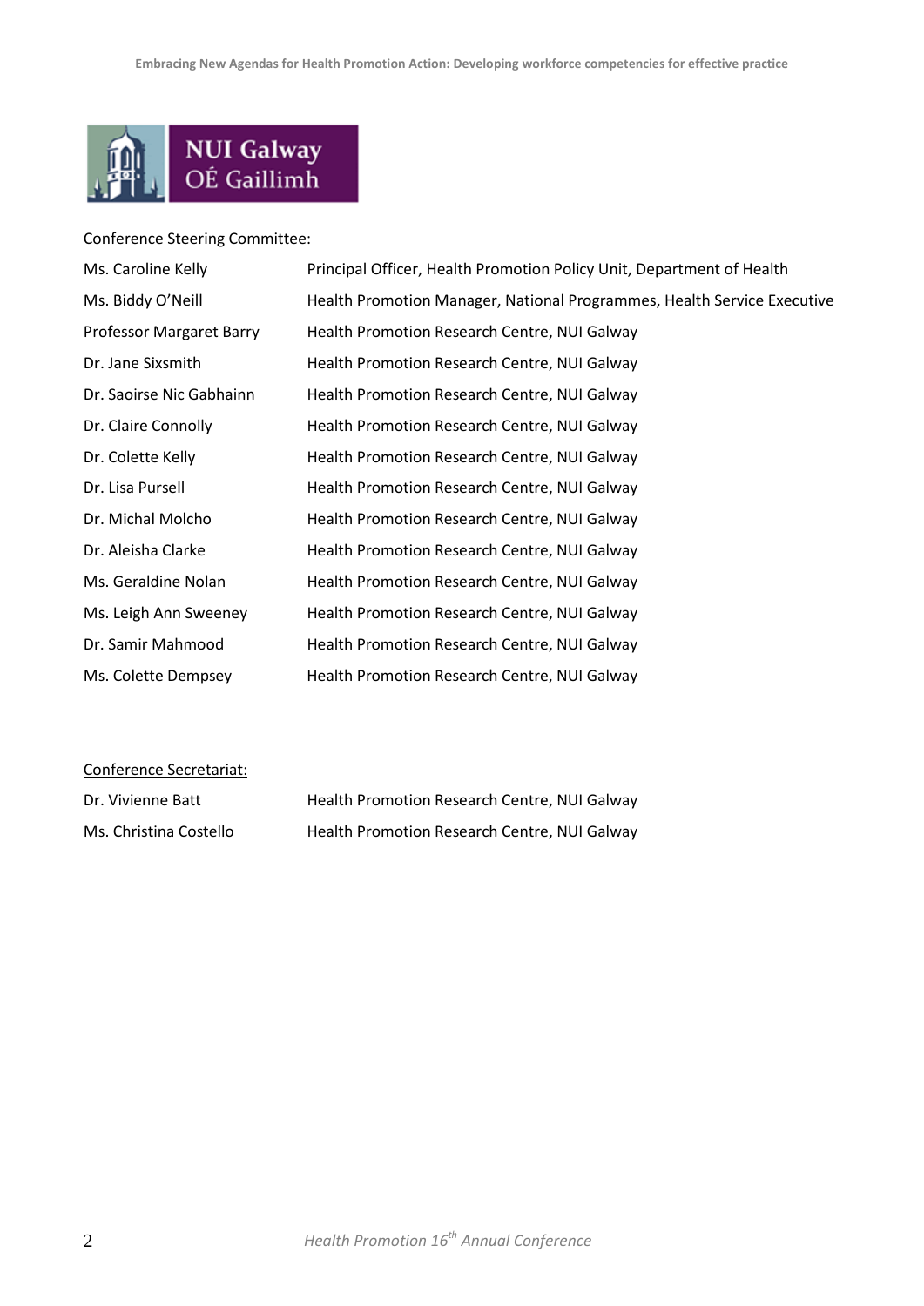Conference Steering Committee:

| | |
|---|---|
| Ms. Caroline Kelly | Principal Officer, Health Promotion Policy Unit, Department of Health |
| Ms. Biddy O'Neill | Health Promotion Manager, National Programmes, Health Service Executive |
| Professor Margaret Barry | Health Promotion Research Centre, NUI Galway |
| Dr. Jane Sixsmith | Health Promotion Research Centre, NUI Galway |
| Dr. Saoirse Nic Gabhainn | Health Promotion Research Centre, NUI Galway |
| Dr. Claire Connolly | Health Promotion Research Centre, NUI Galway |
| Dr. Colette Kelly | Health Promotion Research Centre, NUI Galway |
| Dr. Lisa Pursell | Health Promotion Research Centre, NUI Galway |
| Dr. Michal Molcho | Health Promotion Research Centre, NUI Galway |
| Dr. Aleisha Clarke | Health Promotion Research Centre, NUI Galway |
| Ms. Geraldine Nolan | Health Promotion Research Centre, NUI Galway |
| Ms. Leigh Ann Sweeney | Health Promotion Research Centre, NUI Galway |
| Dr. Samir Mahmood | Health Promotion Research Centre, NUI Galway |
| Ms. Colette Dempsey | Health Promotion Research Centre, NUI Galway |

Conference Secretariat:

| | |
|---|---|
| Dr. Vivienne Batt | Health Promotion Research Centre, NUI Galway |
| Ms. Christina Costello | Health Promotion Research Centre, NUI Galway |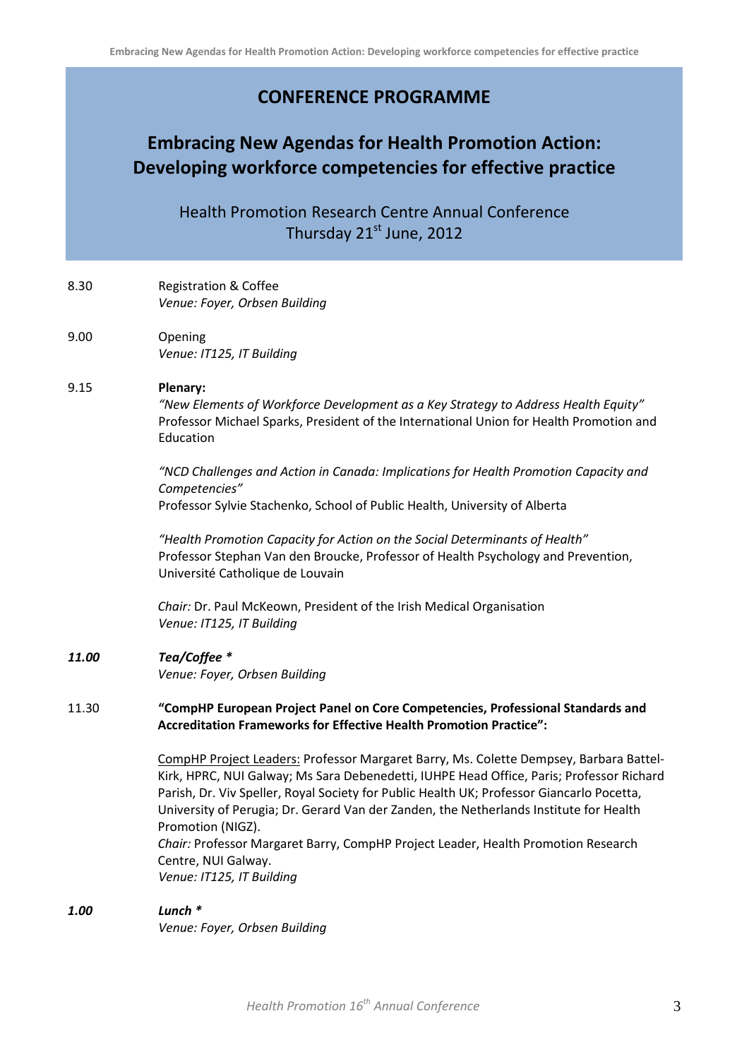# CONFERENCE PROGRAMME

## Embracing New Agendas for Health Promotion Action: Developing workforce competencies for effective practice

Health Promotion Research Centre Annual Conference
Thursday 21st June, 2012

| | |
|---|---|
| 8.30 | Registration & Coffee<br>*Venue: Foyer, Orbsen Building* |
| 9.00 | Opening<br>*Venue: IT125, IT Building* |
| 9.15 | **Plenary:**<br>*"New Elements of Workforce Development as a Key Strategy to Address Health Equity"*<br>Professor Michael Sparks, President of the International Union for Health Promotion and Education<br><br>*"NCD Challenges and Action in Canada: Implications for Health Promotion Capacity and Competencies"*<br>Professor Sylvie Stachenko, School of Public Health, University of Alberta<br><br>*"Health Promotion Capacity for Action on the Social Determinants of Health"*<br>Professor Stephan Van den Broucke, Professor of Health Psychology and Prevention, Université Catholique de Louvain<br><br>*Chair:* Dr. Paul McKeown, President of the Irish Medical Organisation<br>*Venue: IT125, IT Building* |
| ***11.00*** | ***Tea/Coffee ****<br>*Venue: Foyer, Orbsen Building* |
| 11.30 | **"CompHP European Project Panel on Core Competencies, Professional Standards and Accreditation Frameworks for Effective Health Promotion Practice":**<br><br><u>CompHP Project Leaders:</u> Professor Margaret Barry, Ms. Colette Dempsey, Barbara Battel-Kirk, HPRC, NUI Galway; Ms Sara Debenedetti, IUHPE Head Office, Paris; Professor Richard Parish, Dr. Viv Speller, Royal Society for Public Health UK; Professor Giancarlo Pocetta, University of Perugia; Dr. Gerard Van der Zanden, the Netherlands Institute for Health Promotion (NIGZ).<br>*Chair:* Professor Margaret Barry, CompHP Project Leader, Health Promotion Research Centre, NUI Galway.<br>*Venue: IT125, IT Building* |
| ***1.00*** | ***Lunch ****<br>*Venue: Foyer, Orbsen Building* |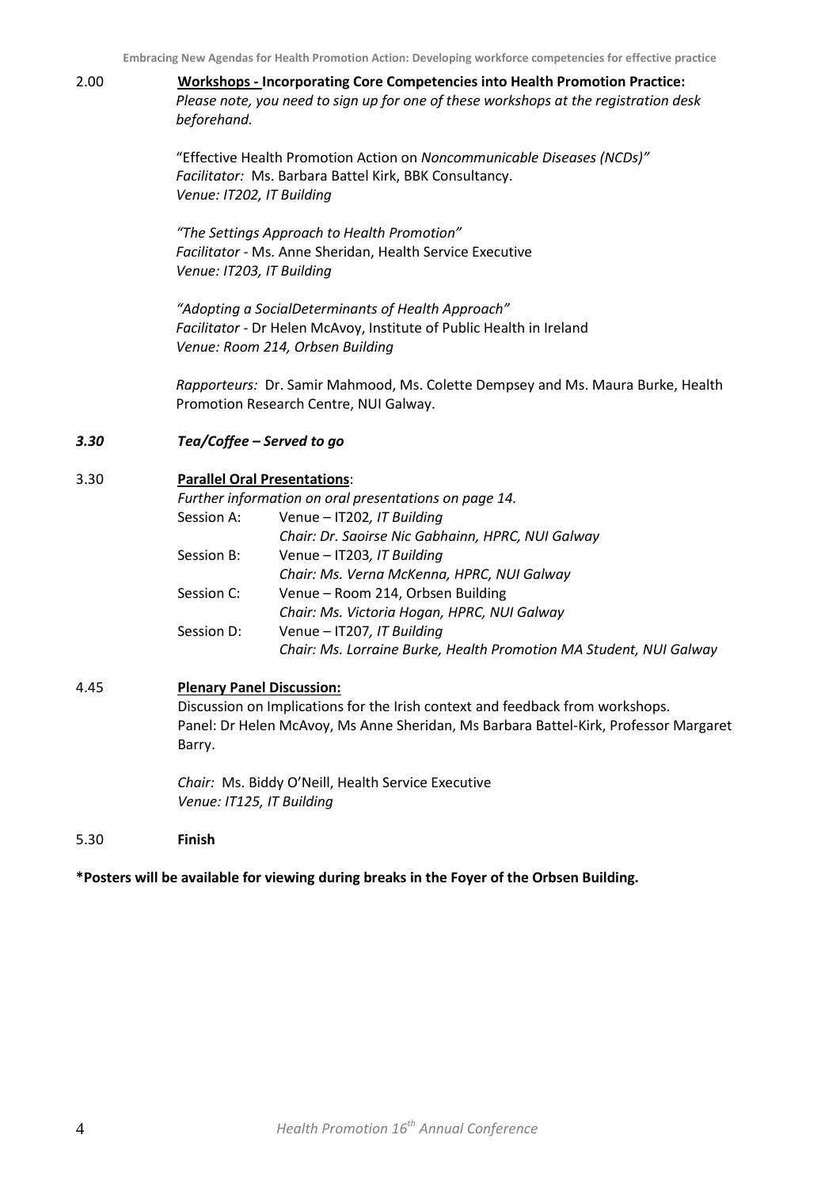2.00 **Workshops - Incorporating Core Competencies into Health Promotion Practice:**
*Please note, you need to sign up for one of these workshops at the registration desk beforehand.*

"Effective Health Promotion Action on *Noncommunicable Diseases (NCDs)"*
*Facilitator:* Ms. Barbara Battel Kirk, BBK Consultancy.
*Venue: IT202, IT Building*

*"The Settings Approach to Health Promotion"*
*Facilitator* - Ms. Anne Sheridan, Health Service Executive
*Venue: IT203, IT Building*

*"Adopting a SocialDeterminants of Health Approach"*
*Facilitator* - Dr Helen McAvoy, Institute of Public Health in Ireland
*Venue: Room 214, Orbsen Building*

*Rapporteurs:* Dr. Samir Mahmood, Ms. Colette Dempsey and Ms. Maura Burke, Health Promotion Research Centre, NUI Galway.

***3.30 Tea/Coffee – Served to go***

3.30 **Parallel Oral Presentations**:
*Further information on oral presentations on page 14.*

| | |
|---|---|
| Session A: | Venue – IT202*, IT Building*<br>*Chair: Dr. Saoirse Nic Gabhainn, HPRC, NUI Galway* |
| Session B: | Venue – IT203*, IT Building*<br>*Chair: Ms. Verna McKenna, HPRC, NUI Galway* |
| Session C: | Venue – Room 214, Orbsen Building<br>*Chair: Ms. Victoria Hogan, HPRC, NUI Galway* |
| Session D: | Venue – IT207*, IT Building*<br>*Chair: Ms. Lorraine Burke, Health Promotion MA Student, NUI Galway* |

4.45 **Plenary Panel Discussion:**
Discussion on Implications for the Irish context and feedback from workshops.
Panel: Dr Helen McAvoy, Ms Anne Sheridan, Ms Barbara Battel-Kirk, Professor Margaret Barry.

*Chair:* Ms. Biddy O'Neill, Health Service Executive
*Venue: IT125, IT Building*

5.30 **Finish**

**\*Posters will be available for viewing during breaks in the Foyer of the Orbsen Building.**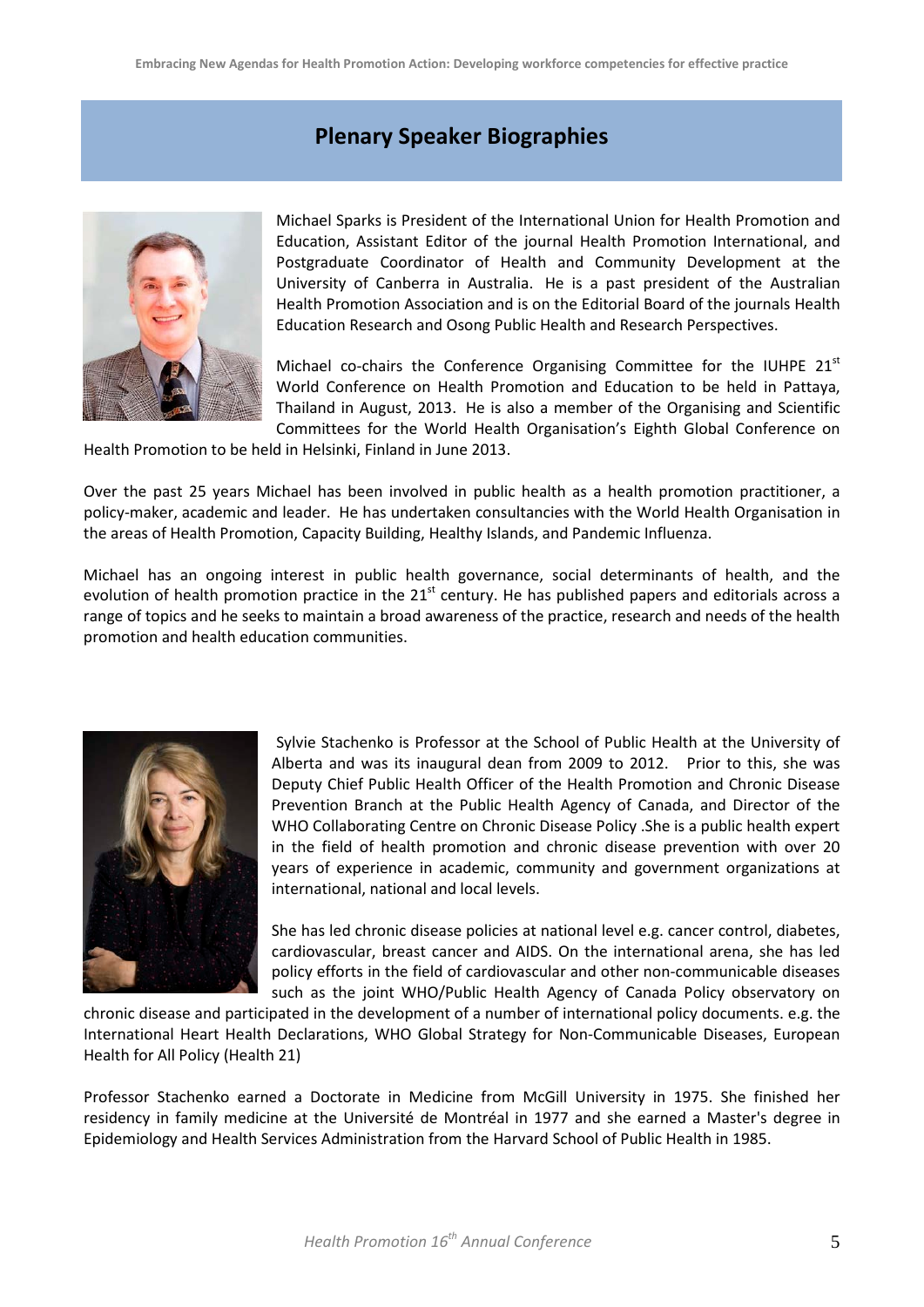## Plenary Speaker Biographies

Michael Sparks is President of the International Union for Health Promotion and Education, Assistant Editor of the journal Health Promotion International, and Postgraduate Coordinator of Health and Community Development at the University of Canberra in Australia. He is a past president of the Australian Health Promotion Association and is on the Editorial Board of the journals Health Education Research and Osong Public Health and Research Perspectives.

Michael co-chairs the Conference Organising Committee for the IUHPE 21st World Conference on Health Promotion and Education to be held in Pattaya, Thailand in August, 2013. He is also a member of the Organising and Scientific Committees for the World Health Organisation's Eighth Global Conference on Health Promotion to be held in Helsinki, Finland in June 2013.

Over the past 25 years Michael has been involved in public health as a health promotion practitioner, a policy-maker, academic and leader. He has undertaken consultancies with the World Health Organisation in the areas of Health Promotion, Capacity Building, Healthy Islands, and Pandemic Influenza.

Michael has an ongoing interest in public health governance, social determinants of health, and the evolution of health promotion practice in the 21st century. He has published papers and editorials across a range of topics and he seeks to maintain a broad awareness of the practice, research and needs of the health promotion and health education communities.

Sylvie Stachenko is Professor at the School of Public Health at the University of Alberta and was its inaugural dean from 2009 to 2012. Prior to this, she was Deputy Chief Public Health Officer of the Health Promotion and Chronic Disease Prevention Branch at the Public Health Agency of Canada, and Director of the WHO Collaborating Centre on Chronic Disease Policy .She is a public health expert in the field of health promotion and chronic disease prevention with over 20 years of experience in academic, community and government organizations at international, national and local levels.

She has led chronic disease policies at national level e.g. cancer control, diabetes, cardiovascular, breast cancer and AIDS. On the international arena, she has led policy efforts in the field of cardiovascular and other non-communicable diseases such as the joint WHO/Public Health Agency of Canada Policy observatory on chronic disease and participated in the development of a number of international policy documents. e.g. the International Heart Health Declarations, WHO Global Strategy for Non-Communicable Diseases, European Health for All Policy (Health 21)

Professor Stachenko earned a Doctorate in Medicine from McGill University in 1975. She finished her residency in family medicine at the Université de Montréal in 1977 and she earned a Master's degree in Epidemiology and Health Services Administration from the Harvard School of Public Health in 1985.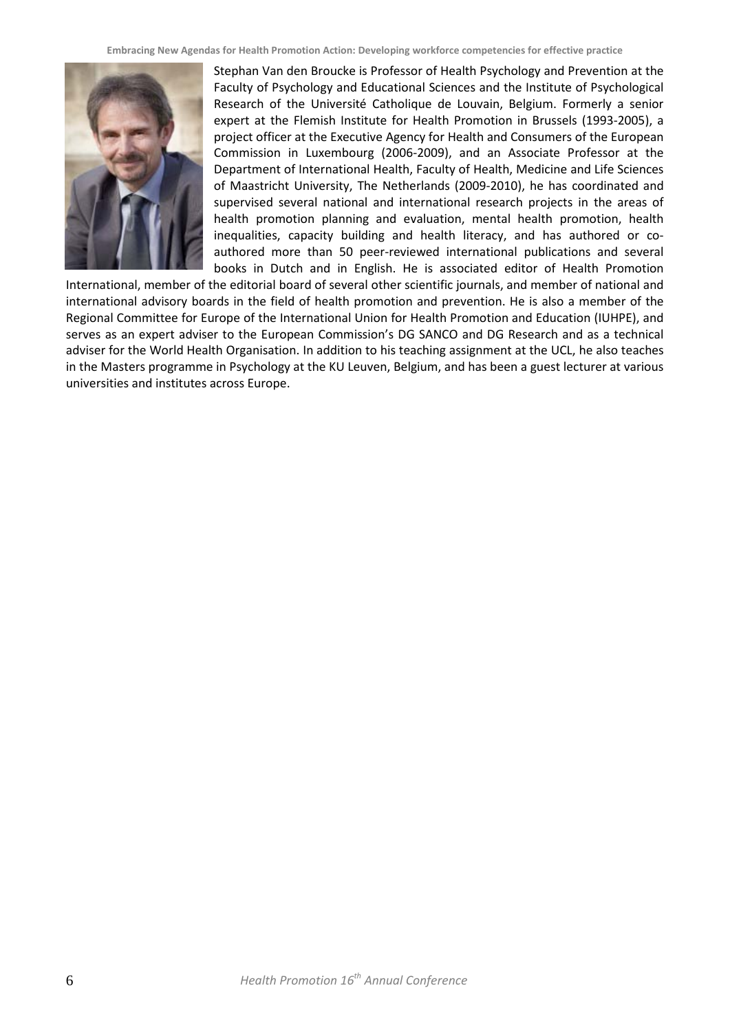Stephan Van den Broucke is Professor of Health Psychology and Prevention at the Faculty of Psychology and Educational Sciences and the Institute of Psychological Research of the Université Catholique de Louvain, Belgium. Formerly a senior expert at the Flemish Institute for Health Promotion in Brussels (1993-2005), a project officer at the Executive Agency for Health and Consumers of the European Commission in Luxembourg (2006-2009), and an Associate Professor at the Department of International Health, Faculty of Health, Medicine and Life Sciences of Maastricht University, The Netherlands (2009-2010), he has coordinated and supervised several national and international research projects in the areas of health promotion planning and evaluation, mental health promotion, health inequalities, capacity building and health literacy, and has authored or co-authored more than 50 peer-reviewed international publications and several books in Dutch and in English. He is associated editor of Health Promotion International, member of the editorial board of several other scientific journals, and member of national and international advisory boards in the field of health promotion and prevention. He is also a member of the Regional Committee for Europe of the International Union for Health Promotion and Education (IUHPE), and serves as an expert adviser to the European Commission's DG SANCO and DG Research and as a technical adviser for the World Health Organisation. In addition to his teaching assignment at the UCL, he also teaches in the Masters programme in Psychology at the KU Leuven, Belgium, and has been a guest lecturer at various universities and institutes across Europe.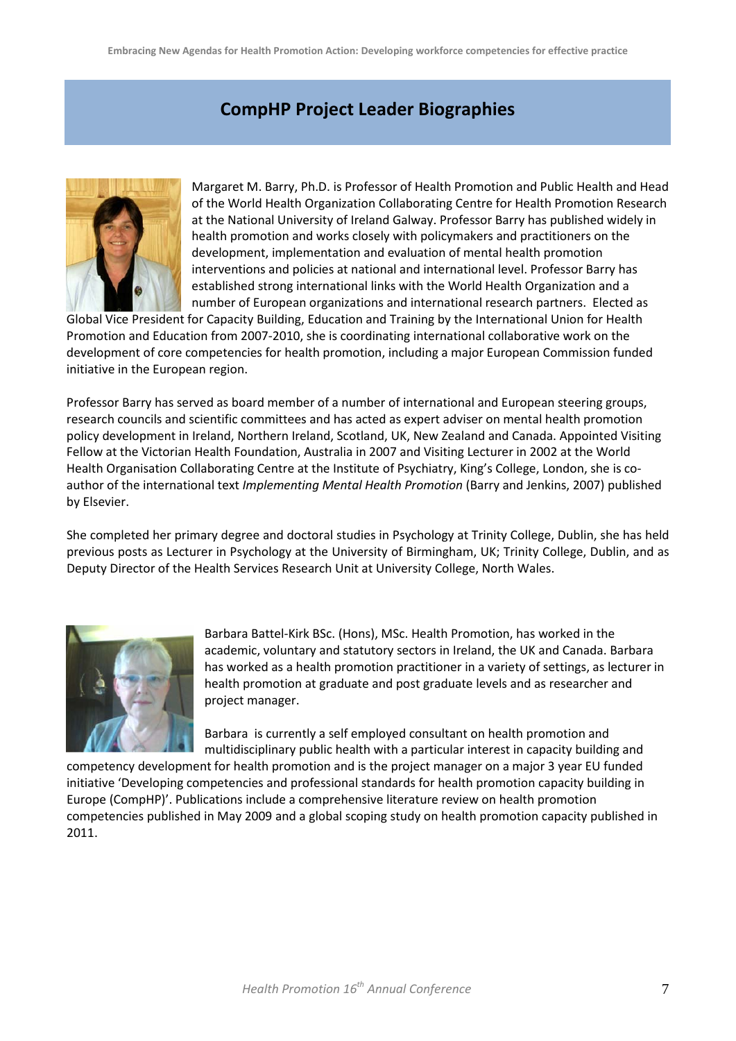# CompHP Project Leader Biographies

Margaret M. Barry, Ph.D. is Professor of Health Promotion and Public Health and Head of the World Health Organization Collaborating Centre for Health Promotion Research at the National University of Ireland Galway. Professor Barry has published widely in health promotion and works closely with policymakers and practitioners on the development, implementation and evaluation of mental health promotion interventions and policies at national and international level. Professor Barry has established strong international links with the World Health Organization and a number of European organizations and international research partners. Elected as Global Vice President for Capacity Building, Education and Training by the International Union for Health Promotion and Education from 2007-2010, she is coordinating international collaborative work on the development of core competencies for health promotion, including a major European Commission funded initiative in the European region.

Professor Barry has served as board member of a number of international and European steering groups, research councils and scientific committees and has acted as expert adviser on mental health promotion policy development in Ireland, Northern Ireland, Scotland, UK, New Zealand and Canada. Appointed Visiting Fellow at the Victorian Health Foundation, Australia in 2007 and Visiting Lecturer in 2002 at the World Health Organisation Collaborating Centre at the Institute of Psychiatry, King's College, London, she is co-author of the international text *Implementing Mental Health Promotion* (Barry and Jenkins, 2007) published by Elsevier.

She completed her primary degree and doctoral studies in Psychology at Trinity College, Dublin, she has held previous posts as Lecturer in Psychology at the University of Birmingham, UK; Trinity College, Dublin, and as Deputy Director of the Health Services Research Unit at University College, North Wales.

Barbara Battel-Kirk BSc. (Hons), MSc. Health Promotion, has worked in the academic, voluntary and statutory sectors in Ireland, the UK and Canada. Barbara has worked as a health promotion practitioner in a variety of settings, as lecturer in health promotion at graduate and post graduate levels and as researcher and project manager.

Barbara is currently a self employed consultant on health promotion and multidisciplinary public health with a particular interest in capacity building and competency development for health promotion and is the project manager on a major 3 year EU funded initiative 'Developing competencies and professional standards for health promotion capacity building in Europe (CompHP)'. Publications include a comprehensive literature review on health promotion competencies published in May 2009 and a global scoping study on health promotion capacity published in 2011.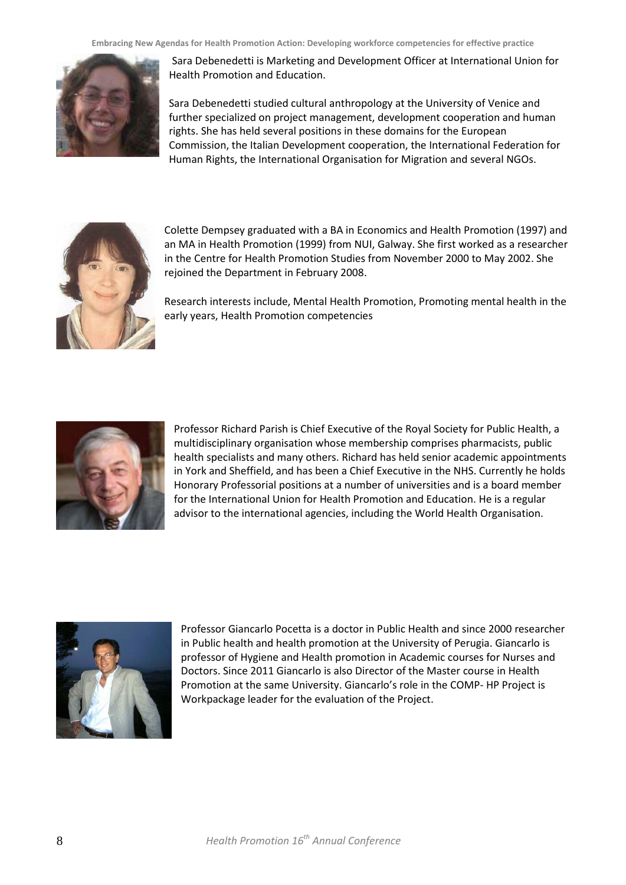Sara Debenedetti is Marketing and Development Officer at International Union for Health Promotion and Education.

Sara Debenedetti studied cultural anthropology at the University of Venice and further specialized on project management, development cooperation and human rights. She has held several positions in these domains for the European Commission, the Italian Development cooperation, the International Federation for Human Rights, the International Organisation for Migration and several NGOs.

Colette Dempsey graduated with a BA in Economics and Health Promotion (1997) and an MA in Health Promotion (1999) from NUI, Galway. She first worked as a researcher in the Centre for Health Promotion Studies from November 2000 to May 2002. She rejoined the Department in February 2008.

Research interests include, Mental Health Promotion, Promoting mental health in the early years, Health Promotion competencies

Professor Richard Parish is Chief Executive of the Royal Society for Public Health, a multidisciplinary organisation whose membership comprises pharmacists, public health specialists and many others. Richard has held senior academic appointments in York and Sheffield, and has been a Chief Executive in the NHS. Currently he holds Honorary Professorial positions at a number of universities and is a board member for the International Union for Health Promotion and Education. He is a regular advisor to the international agencies, including the World Health Organisation.

Professor Giancarlo Pocetta is a doctor in Public Health and since 2000 researcher in Public health and health promotion at the University of Perugia. Giancarlo is professor of Hygiene and Health promotion in Academic courses for Nurses and Doctors. Since 2011 Giancarlo is also Director of the Master course in Health Promotion at the same University. Giancarlo's role in the COMP- HP Project is Workpackage leader for the evaluation of the Project.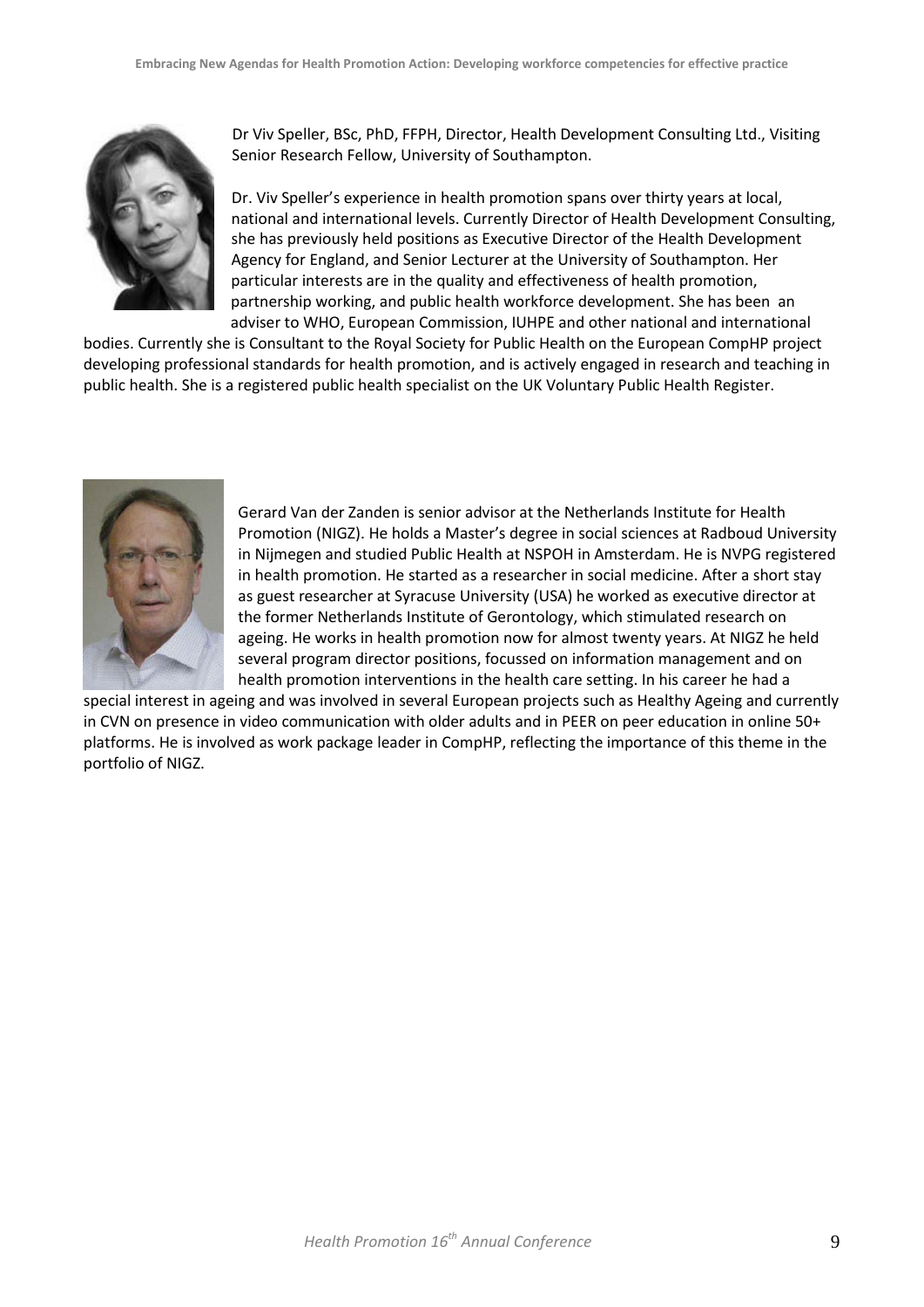Dr Viv Speller, BSc, PhD, FFPH, Director, Health Development Consulting Ltd., Visiting Senior Research Fellow, University of Southampton.

Dr. Viv Speller's experience in health promotion spans over thirty years at local, national and international levels. Currently Director of Health Development Consulting, she has previously held positions as Executive Director of the Health Development Agency for England, and Senior Lecturer at the University of Southampton. Her particular interests are in the quality and effectiveness of health promotion, partnership working, and public health workforce development. She has been an adviser to WHO, European Commission, IUHPE and other national and international bodies. Currently she is Consultant to the Royal Society for Public Health on the European CompHP project developing professional standards for health promotion, and is actively engaged in research and teaching in public health. She is a registered public health specialist on the UK Voluntary Public Health Register.

Gerard Van der Zanden is senior advisor at the Netherlands Institute for Health Promotion (NIGZ). He holds a Master's degree in social sciences at Radboud University in Nijmegen and studied Public Health at NSPOH in Amsterdam. He is NVPG registered in health promotion. He started as a researcher in social medicine. After a short stay as guest researcher at Syracuse University (USA) he worked as executive director at the former Netherlands Institute of Gerontology, which stimulated research on ageing. He works in health promotion now for almost twenty years. At NIGZ he held several program director positions, focussed on information management and on health promotion interventions in the health care setting. In his career he had a special interest in ageing and was involved in several European projects such as Healthy Ageing and currently in CVN on presence in video communication with older adults and in PEER on peer education in online 50+ platforms. He is involved as work package leader in CompHP, reflecting the importance of this theme in the portfolio of NIGZ.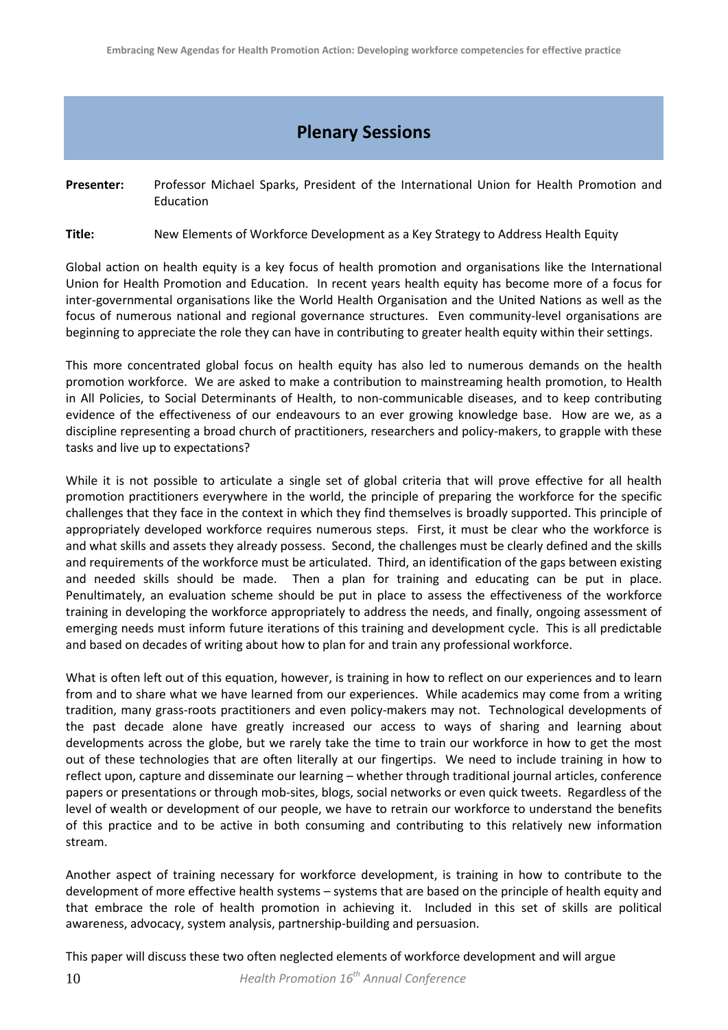## Plenary Sessions

**Presenter:** Professor Michael Sparks, President of the International Union for Health Promotion and Education

**Title:** New Elements of Workforce Development as a Key Strategy to Address Health Equity

Global action on health equity is a key focus of health promotion and organisations like the International Union for Health Promotion and Education. In recent years health equity has become more of a focus for inter-governmental organisations like the World Health Organisation and the United Nations as well as the focus of numerous national and regional governance structures. Even community-level organisations are beginning to appreciate the role they can have in contributing to greater health equity within their settings.

This more concentrated global focus on health equity has also led to numerous demands on the health promotion workforce. We are asked to make a contribution to mainstreaming health promotion, to Health in All Policies, to Social Determinants of Health, to non-communicable diseases, and to keep contributing evidence of the effectiveness of our endeavours to an ever growing knowledge base. How are we, as a discipline representing a broad church of practitioners, researchers and policy-makers, to grapple with these tasks and live up to expectations?

While it is not possible to articulate a single set of global criteria that will prove effective for all health promotion practitioners everywhere in the world, the principle of preparing the workforce for the specific challenges that they face in the context in which they find themselves is broadly supported. This principle of appropriately developed workforce requires numerous steps. First, it must be clear who the workforce is and what skills and assets they already possess. Second, the challenges must be clearly defined and the skills and requirements of the workforce must be articulated. Third, an identification of the gaps between existing and needed skills should be made. Then a plan for training and educating can be put in place. Penultimately, an evaluation scheme should be put in place to assess the effectiveness of the workforce training in developing the workforce appropriately to address the needs, and finally, ongoing assessment of emerging needs must inform future iterations of this training and development cycle. This is all predictable and based on decades of writing about how to plan for and train any professional workforce.

What is often left out of this equation, however, is training in how to reflect on our experiences and to learn from and to share what we have learned from our experiences. While academics may come from a writing tradition, many grass-roots practitioners and even policy-makers may not. Technological developments of the past decade alone have greatly increased our access to ways of sharing and learning about developments across the globe, but we rarely take the time to train our workforce in how to get the most out of these technologies that are often literally at our fingertips. We need to include training in how to reflect upon, capture and disseminate our learning – whether through traditional journal articles, conference papers or presentations or through mob-sites, blogs, social networks or even quick tweets. Regardless of the level of wealth or development of our people, we have to retrain our workforce to understand the benefits of this practice and to be active in both consuming and contributing to this relatively new information stream.

Another aspect of training necessary for workforce development, is training in how to contribute to the development of more effective health systems – systems that are based on the principle of health equity and that embrace the role of health promotion in achieving it. Included in this set of skills are political awareness, advocacy, system analysis, partnership-building and persuasion.

This paper will discuss these two often neglected elements of workforce development and will argue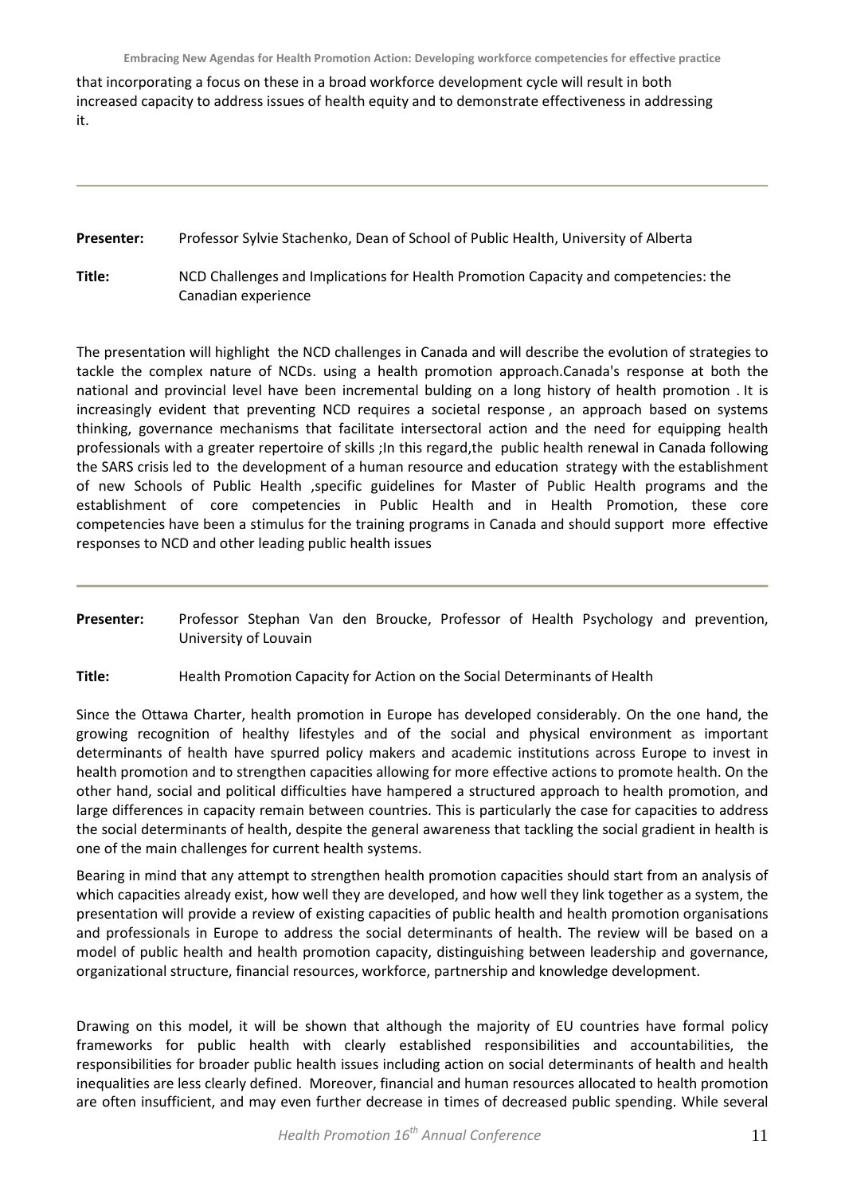that incorporating a focus on these in a broad workforce development cycle will result in both increased capacity to address issues of health equity and to demonstrate effectiveness in addressing it.

---

**Presenter:** Professor Sylvie Stachenko, Dean of School of Public Health, University of Alberta

**Title:** NCD Challenges and Implications for Health Promotion Capacity and competencies: the Canadian experience

The presentation will highlight the NCD challenges in Canada and will describe the evolution of strategies to tackle the complex nature of NCDs. using a health promotion approach.Canada's response at both the national and provincial level have been incremental bulding on a long history of health promotion . It is increasingly evident that preventing NCD requires a societal response , an approach based on systems thinking, governance mechanisms that facilitate intersectoral action and the need for equipping health professionals with a greater repertoire of skills ;In this regard,the public health renewal in Canada following the SARS crisis led to the development of a human resource and education strategy with the establishment of new Schools of Public Health ,specific guidelines for Master of Public Health programs and the establishment of core competencies in Public Health and in Health Promotion, these core competencies have been a stimulus for the training programs in Canada and should support more effective responses to NCD and other leading public health issues

---

**Presenter:** Professor Stephan Van den Broucke, Professor of Health Psychology and prevention, University of Louvain

**Title:** Health Promotion Capacity for Action on the Social Determinants of Health

Since the Ottawa Charter, health promotion in Europe has developed considerably. On the one hand, the growing recognition of healthy lifestyles and of the social and physical environment as important determinants of health have spurred policy makers and academic institutions across Europe to invest in health promotion and to strengthen capacities allowing for more effective actions to promote health. On the other hand, social and political difficulties have hampered a structured approach to health promotion, and large differences in capacity remain between countries. This is particularly the case for capacities to address the social determinants of health, despite the general awareness that tackling the social gradient in health is one of the main challenges for current health systems.

Bearing in mind that any attempt to strengthen health promotion capacities should start from an analysis of which capacities already exist, how well they are developed, and how well they link together as a system, the presentation will provide a review of existing capacities of public health and health promotion organisations and professionals in Europe to address the social determinants of health. The review will be based on a model of public health and health promotion capacity, distinguishing between leadership and governance, organizational structure, financial resources, workforce, partnership and knowledge development.

Drawing on this model, it will be shown that although the majority of EU countries have formal policy frameworks for public health with clearly established responsibilities and accountabilities, the responsibilities for broader public health issues including action on social determinants of health and health inequalities are less clearly defined. Moreover, financial and human resources allocated to health promotion are often insufficient, and may even further decrease in times of decreased public spending. While several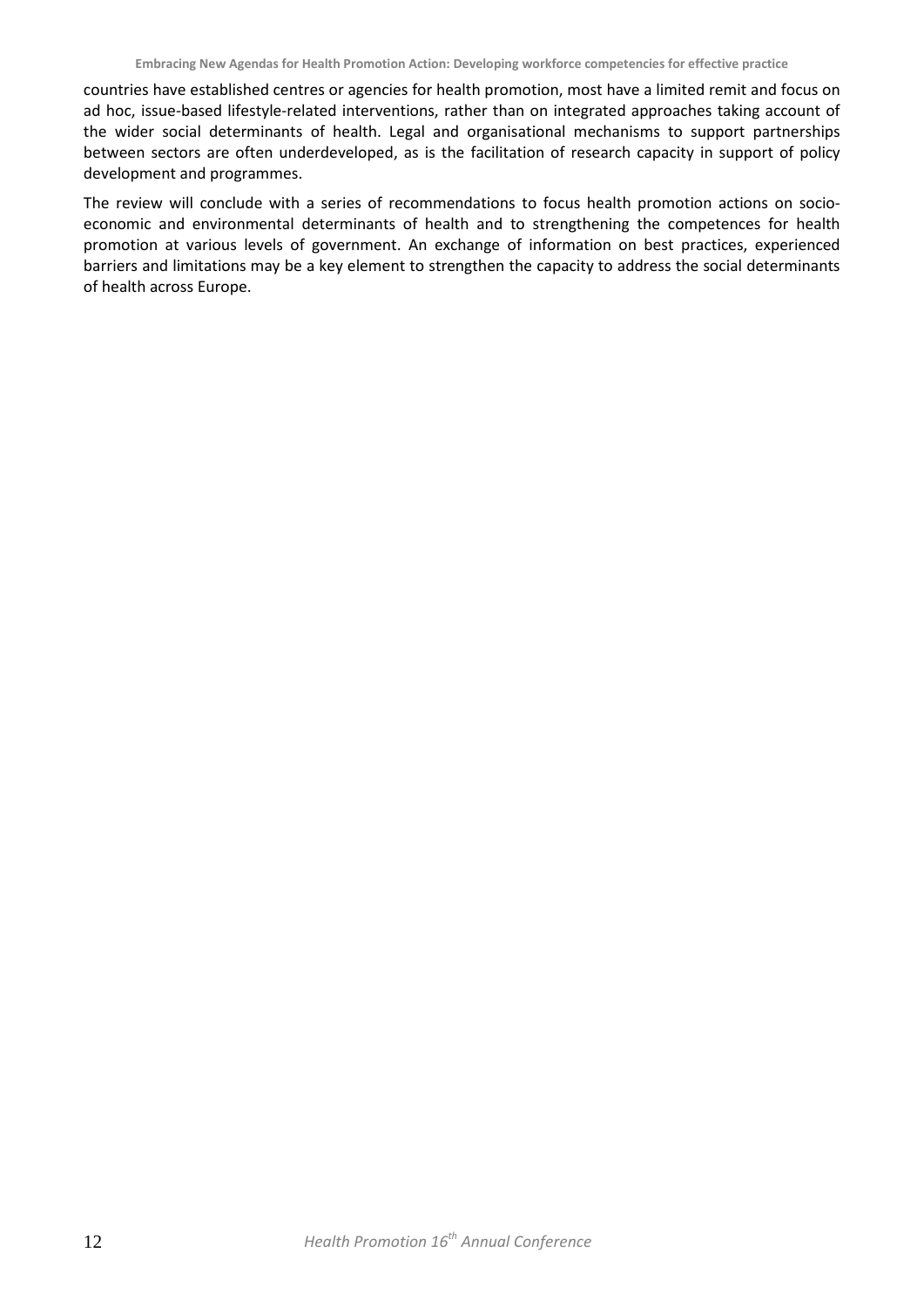countries have established centres or agencies for health promotion, most have a limited remit and focus on ad hoc, issue-based lifestyle-related interventions, rather than on integrated approaches taking account of the wider social determinants of health. Legal and organisational mechanisms to support partnerships between sectors are often underdeveloped, as is the facilitation of research capacity in support of policy development and programmes.

The review will conclude with a series of recommendations to focus health promotion actions on socio-economic and environmental determinants of health and to strengthening the competences for health promotion at various levels of government. An exchange of information on best practices, experienced barriers and limitations may be a key element to strengthen the capacity to address the social determinants of health across Europe.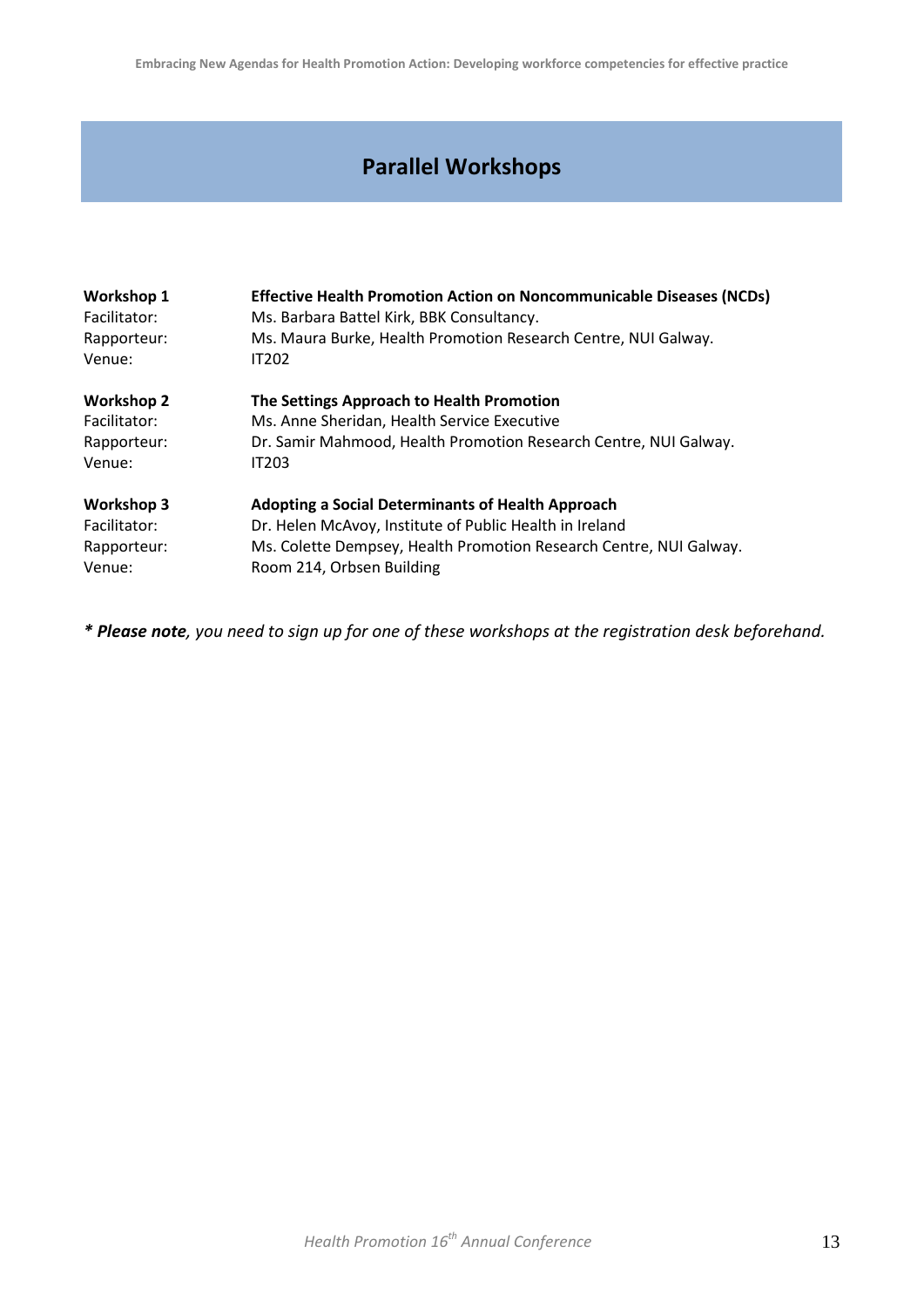## Parallel Workshops

**Workshop 1** — **Effective Health Promotion Action on Noncommunicable Diseases (NCDs)**
Facilitator: Ms. Barbara Battel Kirk, BBK Consultancy.
Rapporteur: Ms. Maura Burke, Health Promotion Research Centre, NUI Galway.
Venue: IT202

**Workshop 2** — **The Settings Approach to Health Promotion**
Facilitator: Ms. Anne Sheridan, Health Service Executive
Rapporteur: Dr. Samir Mahmood, Health Promotion Research Centre, NUI Galway.
Venue: IT203

**Workshop 3** — **Adopting a Social Determinants of Health Approach**
Facilitator: Dr. Helen McAvoy, Institute of Public Health in Ireland
Rapporteur: Ms. Colette Dempsey, Health Promotion Research Centre, NUI Galway.
Venue: Room 214, Orbsen Building

*** Please note***, *you need to sign up for one of these workshops at the registration desk beforehand.*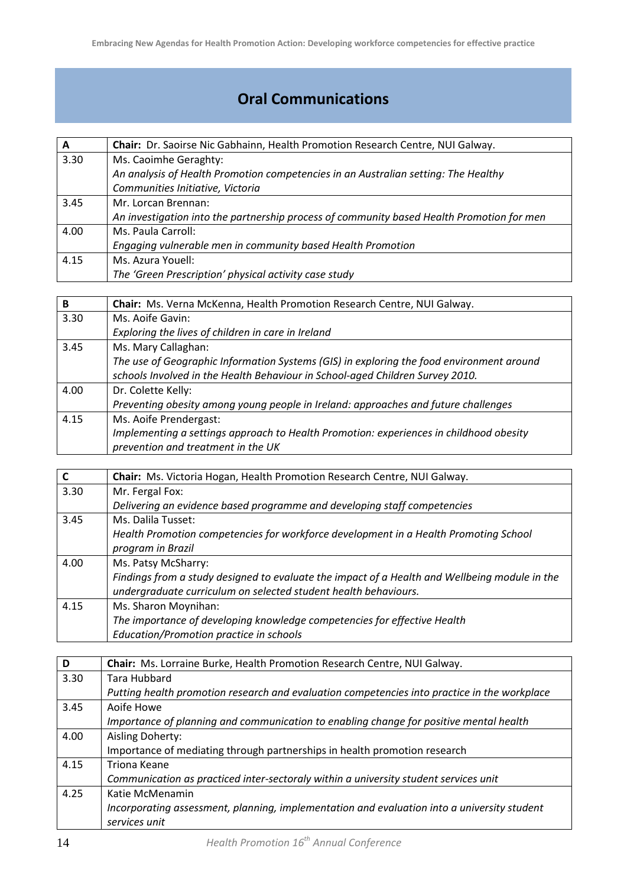# Oral Communications

| A | **Chair:** Dr. Saoirse Nic Gabhainn, Health Promotion Research Centre, NUI Galway. |
|---|---|
| 3.30 | Ms. Caoimhe Geraghty: *An analysis of Health Promotion competencies in an Australian setting: The Healthy Communities Initiative, Victoria* |
| 3.45 | Mr. Lorcan Brennan: *An investigation into the partnership process of community based Health Promotion for men* |
| 4.00 | Ms. Paula Carroll: *Engaging vulnerable men in community based Health Promotion* |
| 4.15 | Ms. Azura Youell: *The 'Green Prescription' physical activity case study* |

| B | **Chair:** Ms. Verna McKenna, Health Promotion Research Centre, NUI Galway. |
|---|---|
| 3.30 | Ms. Aoife Gavin: *Exploring the lives of children in care in Ireland* |
| 3.45 | Ms. Mary Callaghan: *The use of Geographic Information Systems (GIS) in exploring the food environment around schools Involved in the Health Behaviour in School-aged Children Survey 2010.* |
| 4.00 | Dr. Colette Kelly: *Preventing obesity among young people in Ireland: approaches and future challenges* |
| 4.15 | Ms. Aoife Prendergast: *Implementing a settings approach to Health Promotion: experiences in childhood obesity prevention and treatment in the UK* |

| C | **Chair:** Ms. Victoria Hogan, Health Promotion Research Centre, NUI Galway. |
|---|---|
| 3.30 | Mr. Fergal Fox: *Delivering an evidence based programme and developing staff competencies* |
| 3.45 | Ms. Dalila Tusset: *Health Promotion competencies for workforce development in a Health Promoting School program in Brazil* |
| 4.00 | Ms. Patsy McSharry: *Findings from a study designed to evaluate the impact of a Health and Wellbeing module in the undergraduate curriculum on selected student health behaviours.* |
| 4.15 | Ms. Sharon Moynihan: *The importance of developing knowledge competencies for effective Health Education/Promotion practice in schools* |

| D | **Chair:** Ms. Lorraine Burke, Health Promotion Research Centre, NUI Galway. |
|---|---|
| 3.30 | Tara Hubbard *Putting health promotion research and evaluation competencies into practice in the workplace* |
| 3.45 | Aoife Howe *Importance of planning and communication to enabling change for positive mental health* |
| 4.00 | Aisling Doherty: Importance of mediating through partnerships in health promotion research |
| 4.15 | Triona Keane *Communication as practiced inter-sectoraly within a university student services unit* |
| 4.25 | Katie McMenamin *Incorporating assessment, planning, implementation and evaluation into a university student services unit* |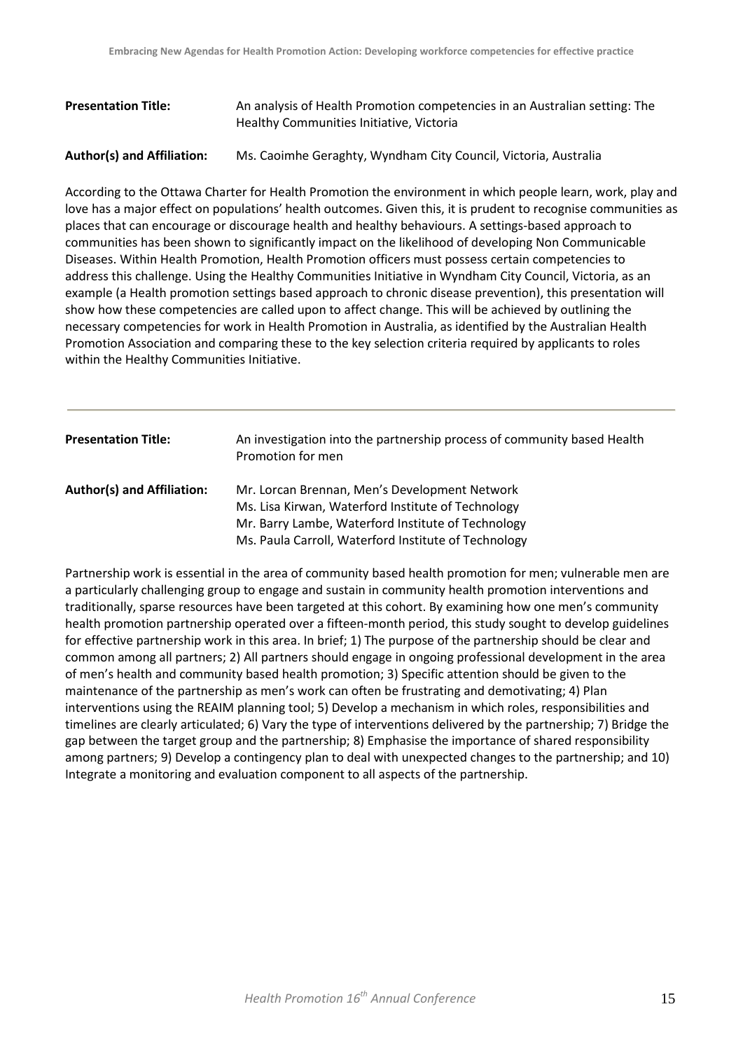**Presentation Title:** An analysis of Health Promotion competencies in an Australian setting: The Healthy Communities Initiative, Victoria

**Author(s) and Affiliation:** Ms. Caoimhe Geraghty, Wyndham City Council, Victoria, Australia

According to the Ottawa Charter for Health Promotion the environment in which people learn, work, play and love has a major effect on populations' health outcomes. Given this, it is prudent to recognise communities as places that can encourage or discourage health and healthy behaviours. A settings-based approach to communities has been shown to significantly impact on the likelihood of developing Non Communicable Diseases. Within Health Promotion, Health Promotion officers must possess certain competencies to address this challenge. Using the Healthy Communities Initiative in Wyndham City Council, Victoria, as an example (a Health promotion settings based approach to chronic disease prevention), this presentation will show how these competencies are called upon to affect change. This will be achieved by outlining the necessary competencies for work in Health Promotion in Australia, as identified by the Australian Health Promotion Association and comparing these to the key selection criteria required by applicants to roles within the Healthy Communities Initiative.

---

**Presentation Title:** An investigation into the partnership process of community based Health Promotion for men

**Author(s) and Affiliation:** Mr. Lorcan Brennan, Men's Development Network
Ms. Lisa Kirwan, Waterford Institute of Technology
Mr. Barry Lambe, Waterford Institute of Technology
Ms. Paula Carroll, Waterford Institute of Technology

Partnership work is essential in the area of community based health promotion for men; vulnerable men are a particularly challenging group to engage and sustain in community health promotion interventions and traditionally, sparse resources have been targeted at this cohort. By examining how one men's community health promotion partnership operated over a fifteen-month period, this study sought to develop guidelines for effective partnership work in this area. In brief; 1) The purpose of the partnership should be clear and common among all partners; 2) All partners should engage in ongoing professional development in the area of men's health and community based health promotion; 3) Specific attention should be given to the maintenance of the partnership as men's work can often be frustrating and demotivating; 4) Plan interventions using the REAIM planning tool; 5) Develop a mechanism in which roles, responsibilities and timelines are clearly articulated; 6) Vary the type of interventions delivered by the partnership; 7) Bridge the gap between the target group and the partnership; 8) Emphasise the importance of shared responsibility among partners; 9) Develop a contingency plan to deal with unexpected changes to the partnership; and 10) Integrate a monitoring and evaluation component to all aspects of the partnership.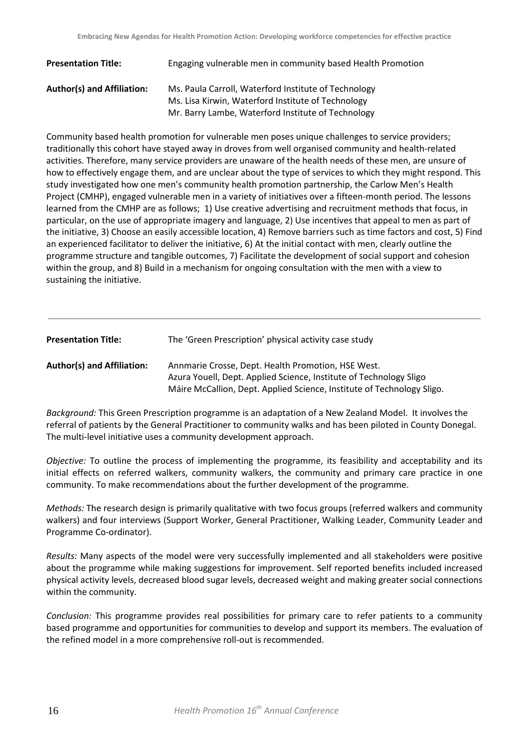**Presentation Title:** Engaging vulnerable men in community based Health Promotion

**Author(s) and Affiliation:** Ms. Paula Carroll, Waterford Institute of Technology
Ms. Lisa Kirwin, Waterford Institute of Technology
Mr. Barry Lambe, Waterford Institute of Technology

Community based health promotion for vulnerable men poses unique challenges to service providers; traditionally this cohort have stayed away in droves from well organised community and health-related activities. Therefore, many service providers are unaware of the health needs of these men, are unsure of how to effectively engage them, and are unclear about the type of services to which they might respond. This study investigated how one men's community health promotion partnership, the Carlow Men's Health Project (CMHP), engaged vulnerable men in a variety of initiatives over a fifteen-month period. The lessons learned from the CMHP are as follows; 1) Use creative advertising and recruitment methods that focus, in particular, on the use of appropriate imagery and language, 2) Use incentives that appeal to men as part of the initiative, 3) Choose an easily accessible location, 4) Remove barriers such as time factors and cost, 5) Find an experienced facilitator to deliver the initiative, 6) At the initial contact with men, clearly outline the programme structure and tangible outcomes, 7) Facilitate the development of social support and cohesion within the group, and 8) Build in a mechanism for ongoing consultation with the men with a view to sustaining the initiative.

---

**Presentation Title:** The 'Green Prescription' physical activity case study

**Author(s) and Affiliation:** Annmarie Crosse, Dept. Health Promotion, HSE West.
Azura Youell, Dept. Applied Science, Institute of Technology Sligo
Máire McCallion, Dept. Applied Science, Institute of Technology Sligo.

*Background:* This Green Prescription programme is an adaptation of a New Zealand Model. It involves the referral of patients by the General Practitioner to community walks and has been piloted in County Donegal. The multi-level initiative uses a community development approach.

*Objective:* To outline the process of implementing the programme, its feasibility and acceptability and its initial effects on referred walkers, community walkers, the community and primary care practice in one community. To make recommendations about the further development of the programme.

*Methods:* The research design is primarily qualitative with two focus groups (referred walkers and community walkers) and four interviews (Support Worker, General Practitioner, Walking Leader, Community Leader and Programme Co-ordinator).

*Results:* Many aspects of the model were very successfully implemented and all stakeholders were positive about the programme while making suggestions for improvement. Self reported benefits included increased physical activity levels, decreased blood sugar levels, decreased weight and making greater social connections within the community.

*Conclusion:* This programme provides real possibilities for primary care to refer patients to a community based programme and opportunities for communities to develop and support its members. The evaluation of the refined model in a more comprehensive roll-out is recommended.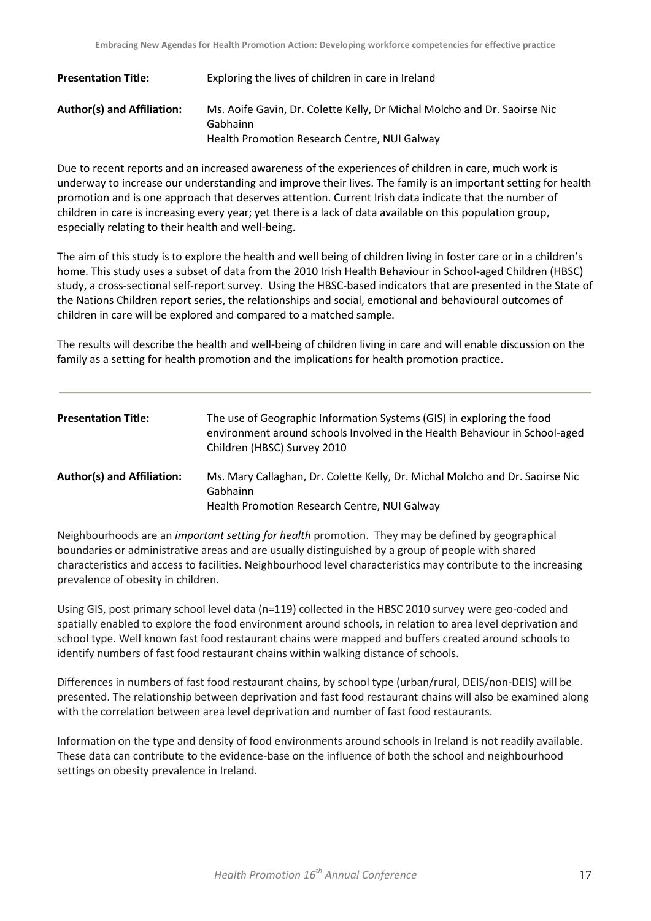**Presentation Title:** Exploring the lives of children in care in Ireland

**Author(s) and Affiliation:** Ms. Aoife Gavin, Dr. Colette Kelly, Dr Michal Molcho and Dr. Saoirse Nic Gabhainn
Health Promotion Research Centre, NUI Galway

Due to recent reports and an increased awareness of the experiences of children in care, much work is underway to increase our understanding and improve their lives. The family is an important setting for health promotion and is one approach that deserves attention. Current Irish data indicate that the number of children in care is increasing every year; yet there is a lack of data available on this population group, especially relating to their health and well-being.

The aim of this study is to explore the health and well being of children living in foster care or in a children's home. This study uses a subset of data from the 2010 Irish Health Behaviour in School-aged Children (HBSC) study, a cross-sectional self-report survey. Using the HBSC-based indicators that are presented in the State of the Nations Children report series, the relationships and social, emotional and behavioural outcomes of children in care will be explored and compared to a matched sample.

The results will describe the health and well-being of children living in care and will enable discussion on the family as a setting for health promotion and the implications for health promotion practice.

---

**Presentation Title:** The use of Geographic Information Systems (GIS) in exploring the food environment around schools Involved in the Health Behaviour in School-aged Children (HBSC) Survey 2010

**Author(s) and Affiliation:** Ms. Mary Callaghan, Dr. Colette Kelly, Dr. Michal Molcho and Dr. Saoirse Nic Gabhainn
Health Promotion Research Centre, NUI Galway

Neighbourhoods are an *important setting for health* promotion. They may be defined by geographical boundaries or administrative areas and are usually distinguished by a group of people with shared characteristics and access to facilities. Neighbourhood level characteristics may contribute to the increasing prevalence of obesity in children.

Using GIS, post primary school level data (n=119) collected in the HBSC 2010 survey were geo-coded and spatially enabled to explore the food environment around schools, in relation to area level deprivation and school type. Well known fast food restaurant chains were mapped and buffers created around schools to identify numbers of fast food restaurant chains within walking distance of schools.

Differences in numbers of fast food restaurant chains, by school type (urban/rural, DEIS/non-DEIS) will be presented. The relationship between deprivation and fast food restaurant chains will also be examined along with the correlation between area level deprivation and number of fast food restaurants.

Information on the type and density of food environments around schools in Ireland is not readily available. These data can contribute to the evidence-base on the influence of both the school and neighbourhood settings on obesity prevalence in Ireland.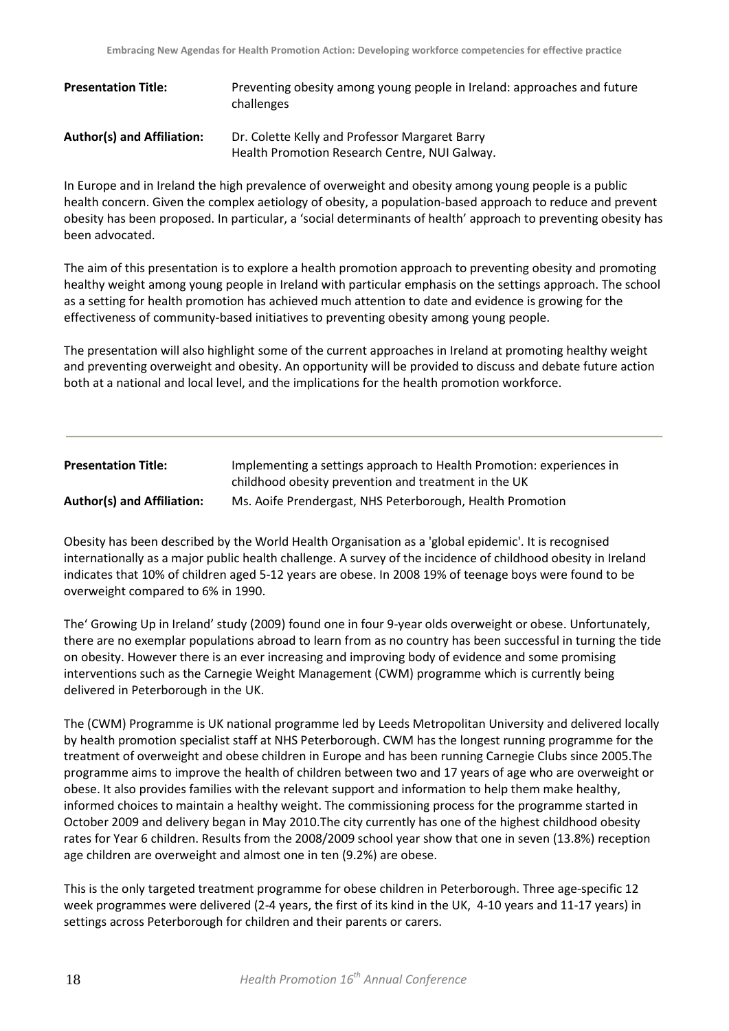**Presentation Title:** Preventing obesity among young people in Ireland: approaches and future challenges

**Author(s) and Affiliation:** Dr. Colette Kelly and Professor Margaret Barry
Health Promotion Research Centre, NUI Galway.

In Europe and in Ireland the high prevalence of overweight and obesity among young people is a public health concern. Given the complex aetiology of obesity, a population-based approach to reduce and prevent obesity has been proposed. In particular, a 'social determinants of health' approach to preventing obesity has been advocated.

The aim of this presentation is to explore a health promotion approach to preventing obesity and promoting healthy weight among young people in Ireland with particular emphasis on the settings approach. The school as a setting for health promotion has achieved much attention to date and evidence is growing for the effectiveness of community-based initiatives to preventing obesity among young people.

The presentation will also highlight some of the current approaches in Ireland at promoting healthy weight and preventing overweight and obesity. An opportunity will be provided to discuss and debate future action both at a national and local level, and the implications for the health promotion workforce.

---

**Presentation Title:** Implementing a settings approach to Health Promotion: experiences in childhood obesity prevention and treatment in the UK

**Author(s) and Affiliation:** Ms. Aoife Prendergast, NHS Peterborough, Health Promotion

Obesity has been described by the World Health Organisation as a 'global epidemic'. It is recognised internationally as a major public health challenge. A survey of the incidence of childhood obesity in Ireland indicates that 10% of children aged 5-12 years are obese. In 2008 19% of teenage boys were found to be overweight compared to 6% in 1990.

The' Growing Up in Ireland' study (2009) found one in four 9-year olds overweight or obese. Unfortunately, there are no exemplar populations abroad to learn from as no country has been successful in turning the tide on obesity. However there is an ever increasing and improving body of evidence and some promising interventions such as the Carnegie Weight Management (CWM) programme which is currently being delivered in Peterborough in the UK.

The (CWM) Programme is UK national programme led by Leeds Metropolitan University and delivered locally by health promotion specialist staff at NHS Peterborough. CWM has the longest running programme for the treatment of overweight and obese children in Europe and has been running Carnegie Clubs since 2005.The programme aims to improve the health of children between two and 17 years of age who are overweight or obese. It also provides families with the relevant support and information to help them make healthy, informed choices to maintain a healthy weight. The commissioning process for the programme started in October 2009 and delivery began in May 2010.The city currently has one of the highest childhood obesity rates for Year 6 children. Results from the 2008/2009 school year show that one in seven (13.8%) reception age children are overweight and almost one in ten (9.2%) are obese.

This is the only targeted treatment programme for obese children in Peterborough. Three age-specific 12 week programmes were delivered (2-4 years, the first of its kind in the UK, 4-10 years and 11-17 years) in settings across Peterborough for children and their parents or carers.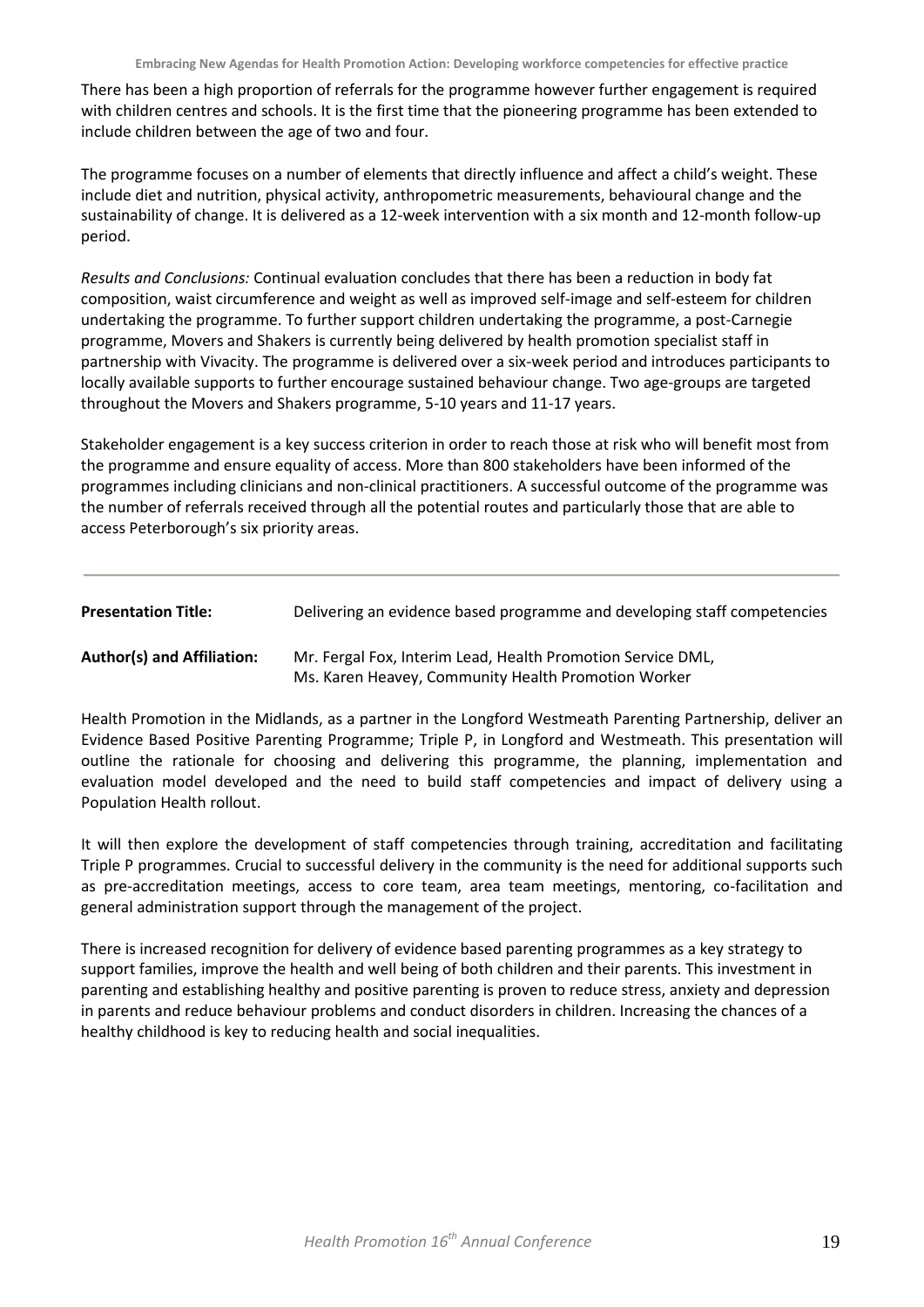There has been a high proportion of referrals for the programme however further engagement is required with children centres and schools. It is the first time that the pioneering programme has been extended to include children between the age of two and four.

The programme focuses on a number of elements that directly influence and affect a child's weight. These include diet and nutrition, physical activity, anthropometric measurements, behavioural change and the sustainability of change. It is delivered as a 12-week intervention with a six month and 12-month follow-up period.

*Results and Conclusions:* Continual evaluation concludes that there has been a reduction in body fat composition, waist circumference and weight as well as improved self-image and self-esteem for children undertaking the programme. To further support children undertaking the programme, a post-Carnegie programme, Movers and Shakers is currently being delivered by health promotion specialist staff in partnership with Vivacity. The programme is delivered over a six-week period and introduces participants to locally available supports to further encourage sustained behaviour change. Two age-groups are targeted throughout the Movers and Shakers programme, 5-10 years and 11-17 years.

Stakeholder engagement is a key success criterion in order to reach those at risk who will benefit most from the programme and ensure equality of access. More than 800 stakeholders have been informed of the programmes including clinicians and non-clinical practitioners. A successful outcome of the programme was the number of referrals received through all the potential routes and particularly those that are able to access Peterborough's six priority areas.

---

**Presentation Title:** Delivering an evidence based programme and developing staff competencies

**Author(s) and Affiliation:** Mr. Fergal Fox, Interim Lead, Health Promotion Service DML,
Ms. Karen Heavey, Community Health Promotion Worker

Health Promotion in the Midlands, as a partner in the Longford Westmeath Parenting Partnership, deliver an Evidence Based Positive Parenting Programme; Triple P, in Longford and Westmeath. This presentation will outline the rationale for choosing and delivering this programme, the planning, implementation and evaluation model developed and the need to build staff competencies and impact of delivery using a Population Health rollout.

It will then explore the development of staff competencies through training, accreditation and facilitating Triple P programmes. Crucial to successful delivery in the community is the need for additional supports such as pre-accreditation meetings, access to core team, area team meetings, mentoring, co-facilitation and general administration support through the management of the project.

There is increased recognition for delivery of evidence based parenting programmes as a key strategy to support families, improve the health and well being of both children and their parents. This investment in parenting and establishing healthy and positive parenting is proven to reduce stress, anxiety and depression in parents and reduce behaviour problems and conduct disorders in children. Increasing the chances of a healthy childhood is key to reducing health and social inequalities.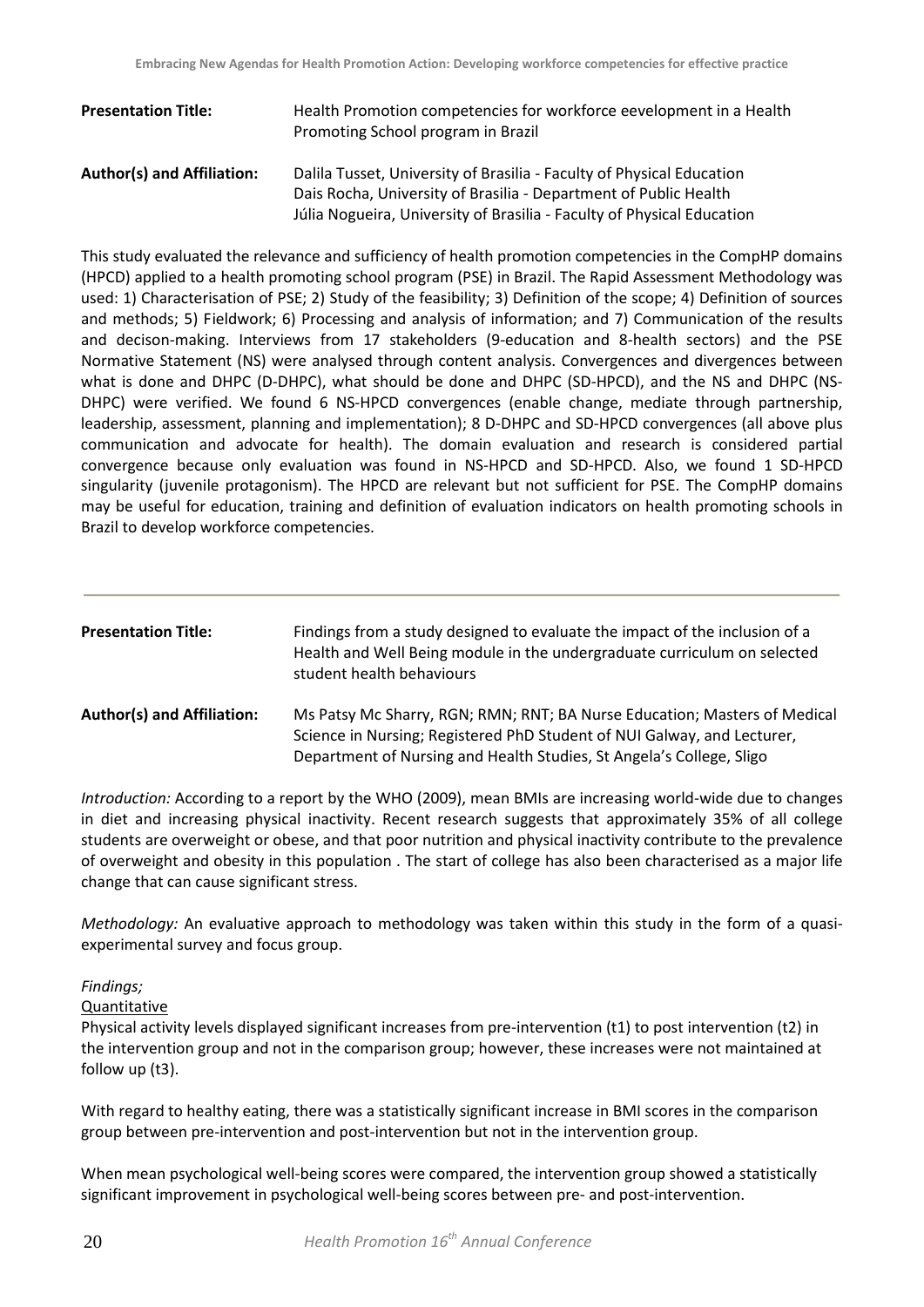**Presentation Title:** Health Promotion competencies for workforce eevelopment in a Health Promoting School program in Brazil

**Author(s) and Affiliation:** Dalila Tusset, University of Brasilia - Faculty of Physical Education
Dais Rocha, University of Brasilia - Department of Public Health
Júlia Nogueira, University of Brasilia - Faculty of Physical Education

This study evaluated the relevance and sufficiency of health promotion competencies in the CompHP domains (HPCD) applied to a health promoting school program (PSE) in Brazil. The Rapid Assessment Methodology was used: 1) Characterisation of PSE; 2) Study of the feasibility; 3) Definition of the scope; 4) Definition of sources and methods; 5) Fieldwork; 6) Processing and analysis of information; and 7) Communication of the results and decison-making. Interviews from 17 stakeholders (9-education and 8-health sectors) and the PSE Normative Statement (NS) were analysed through content analysis. Convergences and divergences between what is done and DHPC (D-DHPC), what should be done and DHPC (SD-HPCD), and the NS and DHPC (NS-DHPC) were verified. We found 6 NS-HPCD convergences (enable change, mediate through partnership, leadership, assessment, planning and implementation); 8 D-DHPC and SD-HPCD convergences (all above plus communication and advocate for health). The domain evaluation and research is considered partial convergence because only evaluation was found in NS-HPCD and SD-HPCD. Also, we found 1 SD-HPCD singularity (juvenile protagonism). The HPCD are relevant but not sufficient for PSE. The CompHP domains may be useful for education, training and definition of evaluation indicators on health promoting schools in Brazil to develop workforce competencies.

---

**Presentation Title:** Findings from a study designed to evaluate the impact of the inclusion of a Health and Well Being module in the undergraduate curriculum on selected student health behaviours

**Author(s) and Affiliation:** Ms Patsy Mc Sharry, RGN; RMN; RNT; BA Nurse Education; Masters of Medical Science in Nursing; Registered PhD Student of NUI Galway, and Lecturer, Department of Nursing and Health Studies, St Angela's College, Sligo

*Introduction:* According to a report by the WHO (2009), mean BMIs are increasing world-wide due to changes in diet and increasing physical inactivity. Recent research suggests that approximately 35% of all college students are overweight or obese, and that poor nutrition and physical inactivity contribute to the prevalence of overweight and obesity in this population . The start of college has also been characterised as a major life change that can cause significant stress.

*Methodology:* An evaluative approach to methodology was taken within this study in the form of a quasi-experimental survey and focus group.

*Findings;*

Quantitative

Physical activity levels displayed significant increases from pre-intervention (t1) to post intervention (t2) in the intervention group and not in the comparison group; however, these increases were not maintained at follow up (t3).

With regard to healthy eating, there was a statistically significant increase in BMI scores in the comparison group between pre-intervention and post-intervention but not in the intervention group.

When mean psychological well-being scores were compared, the intervention group showed a statistically significant improvement in psychological well-being scores between pre- and post-intervention.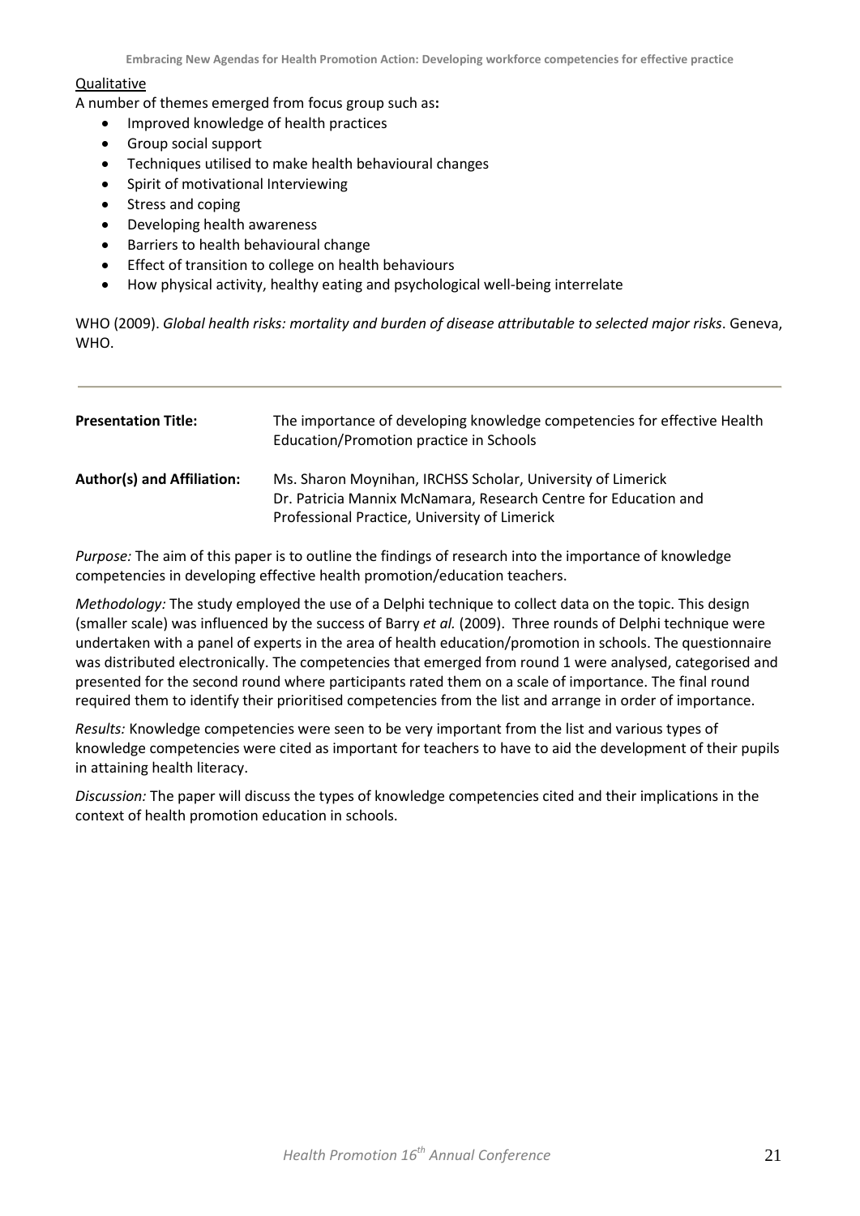Qualitative

A number of themes emerged from focus group such as**:**

- Improved knowledge of health practices
- Group social support
- Techniques utilised to make health behavioural changes
- Spirit of motivational Interviewing
- Stress and coping
- Developing health awareness
- Barriers to health behavioural change
- Effect of transition to college on health behaviours
- How physical activity, healthy eating and psychological well-being interrelate

WHO (2009). *Global health risks: mortality and burden of disease attributable to selected major risks*. Geneva, WHO.

---

| | |
|---|---|
| **Presentation Title:** | The importance of developing knowledge competencies for effective Health Education/Promotion practice in Schools |
| **Author(s) and Affiliation:** | Ms. Sharon Moynihan, IRCHSS Scholar, University of Limerick<br>Dr. Patricia Mannix McNamara, Research Centre for Education and Professional Practice, University of Limerick |

*Purpose:* The aim of this paper is to outline the findings of research into the importance of knowledge competencies in developing effective health promotion/education teachers.

*Methodology:* The study employed the use of a Delphi technique to collect data on the topic. This design (smaller scale) was influenced by the success of Barry *et al.* (2009). Three rounds of Delphi technique were undertaken with a panel of experts in the area of health education/promotion in schools. The questionnaire was distributed electronically. The competencies that emerged from round 1 were analysed, categorised and presented for the second round where participants rated them on a scale of importance. The final round required them to identify their prioritised competencies from the list and arrange in order of importance.

*Results:* Knowledge competencies were seen to be very important from the list and various types of knowledge competencies were cited as important for teachers to have to aid the development of their pupils in attaining health literacy.

*Discussion:* The paper will discuss the types of knowledge competencies cited and their implications in the context of health promotion education in schools.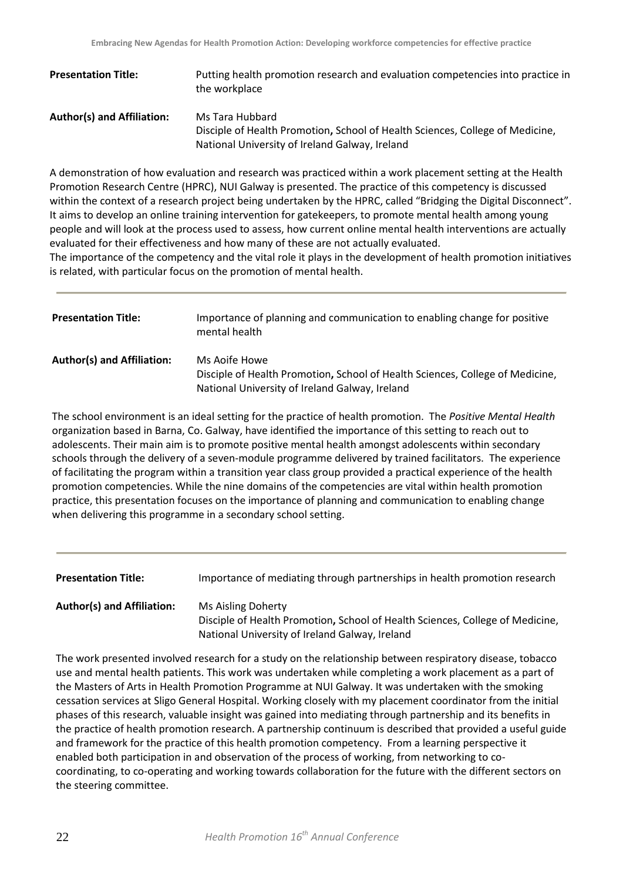**Presentation Title:** Putting health promotion research and evaluation competencies into practice in the workplace

**Author(s) and Affiliation:** Ms Tara Hubbard
Disciple of Health Promotion**,** School of Health Sciences, College of Medicine, National University of Ireland Galway, Ireland

A demonstration of how evaluation and research was practiced within a work placement setting at the Health Promotion Research Centre (HPRC), NUI Galway is presented. The practice of this competency is discussed within the context of a research project being undertaken by the HPRC, called "Bridging the Digital Disconnect". It aims to develop an online training intervention for gatekeepers, to promote mental health among young people and will look at the process used to assess, how current online mental health interventions are actually evaluated for their effectiveness and how many of these are not actually evaluated.
The importance of the competency and the vital role it plays in the development of health promotion initiatives is related, with particular focus on the promotion of mental health.

---

**Presentation Title:** Importance of planning and communication to enabling change for positive mental health

**Author(s) and Affiliation:** Ms Aoife Howe
Disciple of Health Promotion**,** School of Health Sciences, College of Medicine, National University of Ireland Galway, Ireland

The school environment is an ideal setting for the practice of health promotion. The *Positive Mental Health* organization based in Barna, Co. Galway, have identified the importance of this setting to reach out to adolescents. Their main aim is to promote positive mental health amongst adolescents within secondary schools through the delivery of a seven-module programme delivered by trained facilitators. The experience of facilitating the program within a transition year class group provided a practical experience of the health promotion competencies. While the nine domains of the competencies are vital within health promotion practice, this presentation focuses on the importance of planning and communication to enabling change when delivering this programme in a secondary school setting.

---

**Presentation Title:** Importance of mediating through partnerships in health promotion research

**Author(s) and Affiliation:** Ms Aisling Doherty
Disciple of Health Promotion**,** School of Health Sciences, College of Medicine, National University of Ireland Galway, Ireland

The work presented involved research for a study on the relationship between respiratory disease, tobacco use and mental health patients. This work was undertaken while completing a work placement as a part of the Masters of Arts in Health Promotion Programme at NUI Galway. It was undertaken with the smoking cessation services at Sligo General Hospital. Working closely with my placement coordinator from the initial phases of this research, valuable insight was gained into mediating through partnership and its benefits in the practice of health promotion research. A partnership continuum is described that provided a useful guide and framework for the practice of this health promotion competency. From a learning perspective it enabled both participation in and observation of the process of working, from networking to co-coordinating, to co-operating and working towards collaboration for the future with the different sectors on the steering committee.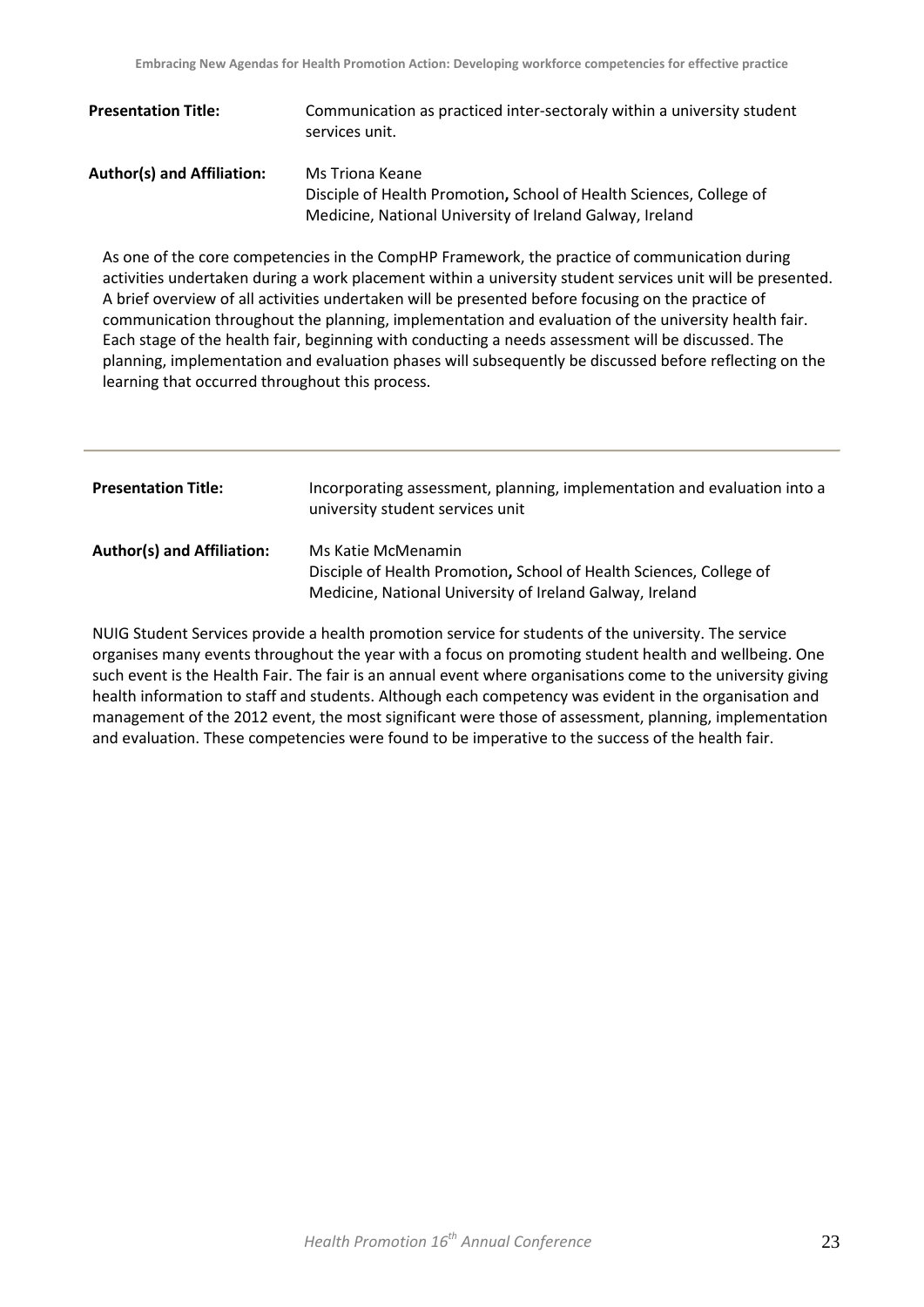**Presentation Title:** Communication as practiced inter-sectoraly within a university student services unit.

**Author(s) and Affiliation:** Ms Triona Keane
Disciple of Health Promotion**,** School of Health Sciences, College of Medicine, National University of Ireland Galway, Ireland

As one of the core competencies in the CompHP Framework, the practice of communication during activities undertaken during a work placement within a university student services unit will be presented. A brief overview of all activities undertaken will be presented before focusing on the practice of communication throughout the planning, implementation and evaluation of the university health fair. Each stage of the health fair, beginning with conducting a needs assessment will be discussed. The planning, implementation and evaluation phases will subsequently be discussed before reflecting on the learning that occurred throughout this process.

---

**Presentation Title:** Incorporating assessment, planning, implementation and evaluation into a university student services unit

**Author(s) and Affiliation:** Ms Katie McMenamin
Disciple of Health Promotion**,** School of Health Sciences, College of Medicine, National University of Ireland Galway, Ireland

NUIG Student Services provide a health promotion service for students of the university. The service organises many events throughout the year with a focus on promoting student health and wellbeing. One such event is the Health Fair. The fair is an annual event where organisations come to the university giving health information to staff and students. Although each competency was evident in the organisation and management of the 2012 event, the most significant were those of assessment, planning, implementation and evaluation. These competencies were found to be imperative to the success of the health fair.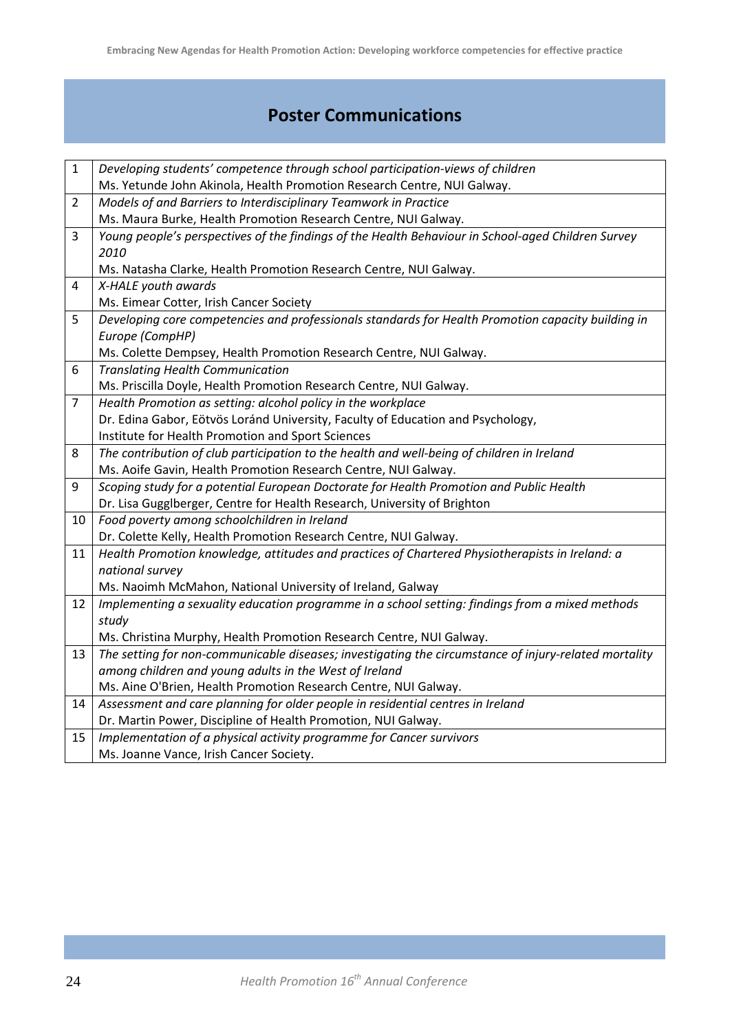## Poster Communications

| | |
|---|---|
| 1 | *Developing students' competence through school participation-views of children*<br>Ms. Yetunde John Akinola, Health Promotion Research Centre, NUI Galway. |
| 2 | *Models of and Barriers to Interdisciplinary Teamwork in Practice*<br>Ms. Maura Burke, Health Promotion Research Centre, NUI Galway. |
| 3 | *Young people's perspectives of the findings of the Health Behaviour in School-aged Children Survey 2010*<br>Ms. Natasha Clarke, Health Promotion Research Centre, NUI Galway. |
| 4 | *X-HALE youth awards*<br>Ms. Eimear Cotter, Irish Cancer Society |
| 5 | *Developing core competencies and professionals standards for Health Promotion capacity building in Europe (CompHP)*<br>Ms. Colette Dempsey, Health Promotion Research Centre, NUI Galway. |
| 6 | *Translating Health Communication*<br>Ms. Priscilla Doyle, Health Promotion Research Centre, NUI Galway. |
| 7 | *Health Promotion as setting: alcohol policy in the workplace*<br>Dr. Edina Gabor, Eötvös Loránd University, Faculty of Education and Psychology, Institute for Health Promotion and Sport Sciences |
| 8 | *The contribution of club participation to the health and well-being of children in Ireland*<br>Ms. Aoife Gavin, Health Promotion Research Centre, NUI Galway. |
| 9 | *Scoping study for a potential European Doctorate for Health Promotion and Public Health*<br>Dr. Lisa Gugglberger, Centre for Health Research, University of Brighton |
| 10 | *Food poverty among schoolchildren in Ireland*<br>Dr. Colette Kelly, Health Promotion Research Centre, NUI Galway. |
| 11 | *Health Promotion knowledge, attitudes and practices of Chartered Physiotherapists in Ireland: a national survey*<br>Ms. Naoimh McMahon, National University of Ireland, Galway |
| 12 | *Implementing a sexuality education programme in a school setting: findings from a mixed methods study*<br>Ms. Christina Murphy, Health Promotion Research Centre, NUI Galway. |
| 13 | *The setting for non-communicable diseases; investigating the circumstance of injury-related mortality among children and young adults in the West of Ireland*<br>Ms. Aine O'Brien, Health Promotion Research Centre, NUI Galway. |
| 14 | *Assessment and care planning for older people in residential centres in Ireland*<br>Dr. Martin Power, Discipline of Health Promotion, NUI Galway. |
| 15 | *Implementation of a physical activity programme for Cancer survivors*<br>Ms. Joanne Vance, Irish Cancer Society. |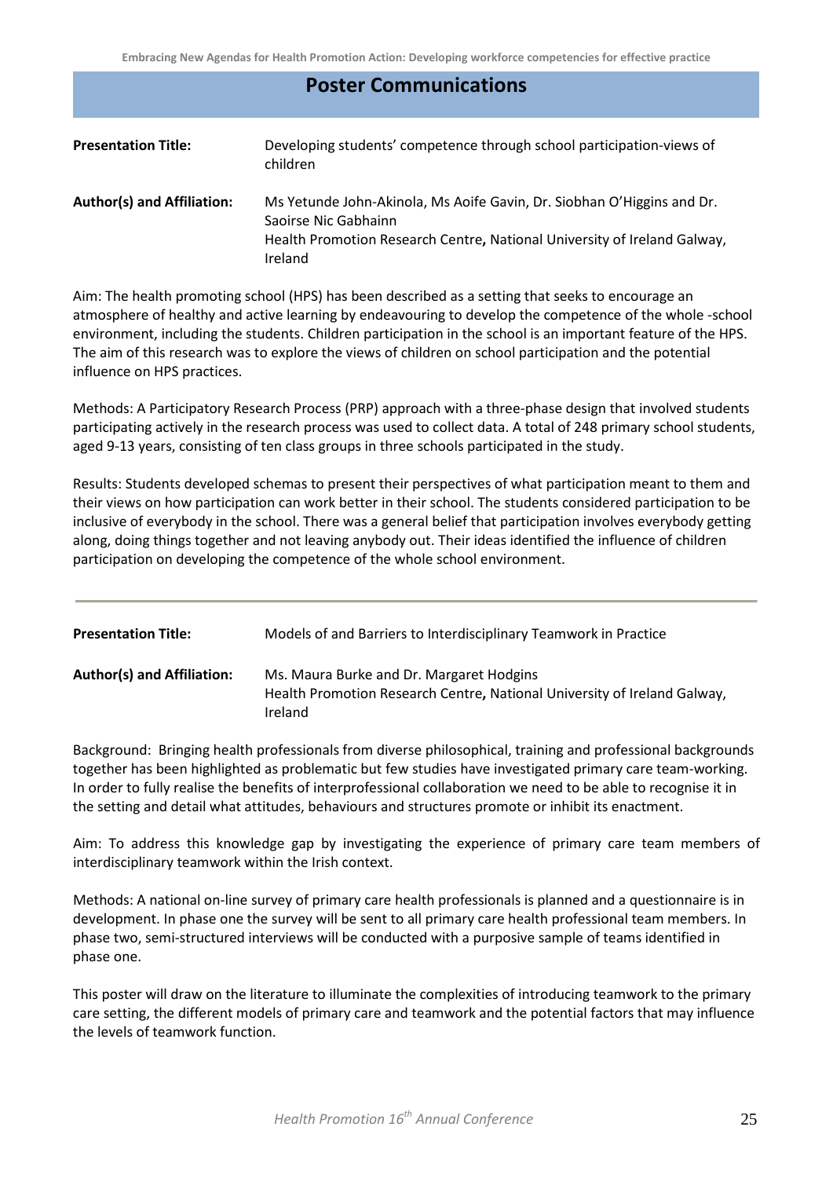## Poster Communications

**Presentation Title:** Developing students' competence through school participation-views of children

**Author(s) and Affiliation:** Ms Yetunde John-Akinola, Ms Aoife Gavin, Dr. Siobhan O'Higgins and Dr. Saoirse Nic Gabhainn
Health Promotion Research Centre**,** National University of Ireland Galway, Ireland

Aim: The health promoting school (HPS) has been described as a setting that seeks to encourage an atmosphere of healthy and active learning by endeavouring to develop the competence of the whole -school environment, including the students. Children participation in the school is an important feature of the HPS. The aim of this research was to explore the views of children on school participation and the potential influence on HPS practices.

Methods: A Participatory Research Process (PRP) approach with a three-phase design that involved students participating actively in the research process was used to collect data. A total of 248 primary school students, aged 9-13 years, consisting of ten class groups in three schools participated in the study.

Results: Students developed schemas to present their perspectives of what participation meant to them and their views on how participation can work better in their school. The students considered participation to be inclusive of everybody in the school. There was a general belief that participation involves everybody getting along, doing things together and not leaving anybody out. Their ideas identified the influence of children participation on developing the competence of the whole school environment.

---

**Presentation Title:** Models of and Barriers to Interdisciplinary Teamwork in Practice

**Author(s) and Affiliation:** Ms. Maura Burke and Dr. Margaret Hodgins
Health Promotion Research Centre**,** National University of Ireland Galway, Ireland

Background: Bringing health professionals from diverse philosophical, training and professional backgrounds together has been highlighted as problematic but few studies have investigated primary care team-working. In order to fully realise the benefits of interprofessional collaboration we need to be able to recognise it in the setting and detail what attitudes, behaviours and structures promote or inhibit its enactment.

Aim: To address this knowledge gap by investigating the experience of primary care team members of interdisciplinary teamwork within the Irish context.

Methods: A national on-line survey of primary care health professionals is planned and a questionnaire is in development. In phase one the survey will be sent to all primary care health professional team members. In phase two, semi-structured interviews will be conducted with a purposive sample of teams identified in phase one.

This poster will draw on the literature to illuminate the complexities of introducing teamwork to the primary care setting, the different models of primary care and teamwork and the potential factors that may influence the levels of teamwork function.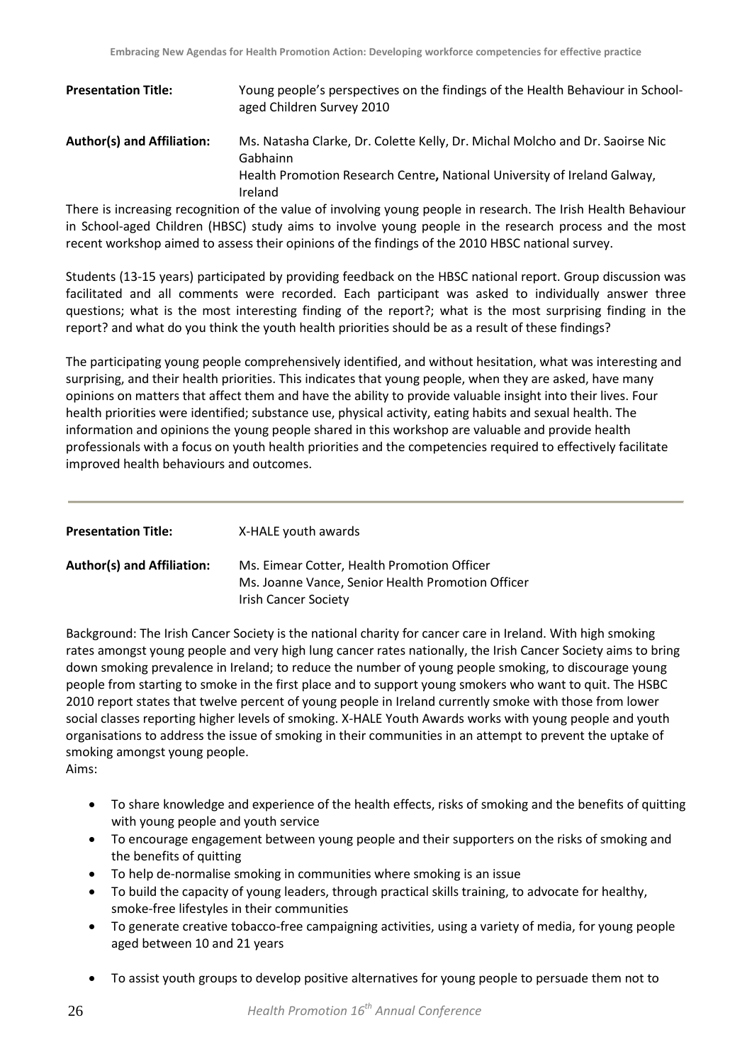**Presentation Title:** Young people's perspectives on the findings of the Health Behaviour in School-aged Children Survey 2010

**Author(s) and Affiliation:** Ms. Natasha Clarke, Dr. Colette Kelly, Dr. Michal Molcho and Dr. Saoirse Nic Gabhainn
Health Promotion Research Centre**,** National University of Ireland Galway, Ireland

There is increasing recognition of the value of involving young people in research. The Irish Health Behaviour in School-aged Children (HBSC) study aims to involve young people in the research process and the most recent workshop aimed to assess their opinions of the findings of the 2010 HBSC national survey.

Students (13-15 years) participated by providing feedback on the HBSC national report. Group discussion was facilitated and all comments were recorded. Each participant was asked to individually answer three questions; what is the most interesting finding of the report?; what is the most surprising finding in the report? and what do you think the youth health priorities should be as a result of these findings?

The participating young people comprehensively identified, and without hesitation, what was interesting and surprising, and their health priorities. This indicates that young people, when they are asked, have many opinions on matters that affect them and have the ability to provide valuable insight into their lives. Four health priorities were identified; substance use, physical activity, eating habits and sexual health. The information and opinions the young people shared in this workshop are valuable and provide health professionals with a focus on youth health priorities and the competencies required to effectively facilitate improved health behaviours and outcomes.

---

**Presentation Title:** X-HALE youth awards

**Author(s) and Affiliation:** Ms. Eimear Cotter, Health Promotion Officer
Ms. Joanne Vance, Senior Health Promotion Officer
Irish Cancer Society

Background: The Irish Cancer Society is the national charity for cancer care in Ireland. With high smoking rates amongst young people and very high lung cancer rates nationally, the Irish Cancer Society aims to bring down smoking prevalence in Ireland; to reduce the number of young people smoking, to discourage young people from starting to smoke in the first place and to support young smokers who want to quit. The HSBC 2010 report states that twelve percent of young people in Ireland currently smoke with those from lower social classes reporting higher levels of smoking. X-HALE Youth Awards works with young people and youth organisations to address the issue of smoking in their communities in an attempt to prevent the uptake of smoking amongst young people.

Aims:

- To share knowledge and experience of the health effects, risks of smoking and the benefits of quitting with young people and youth service
- To encourage engagement between young people and their supporters on the risks of smoking and the benefits of quitting
- To help de-normalise smoking in communities where smoking is an issue
- To build the capacity of young leaders, through practical skills training, to advocate for healthy, smoke-free lifestyles in their communities
- To generate creative tobacco-free campaigning activities, using a variety of media, for young people aged between 10 and 21 years
- To assist youth groups to develop positive alternatives for young people to persuade them not to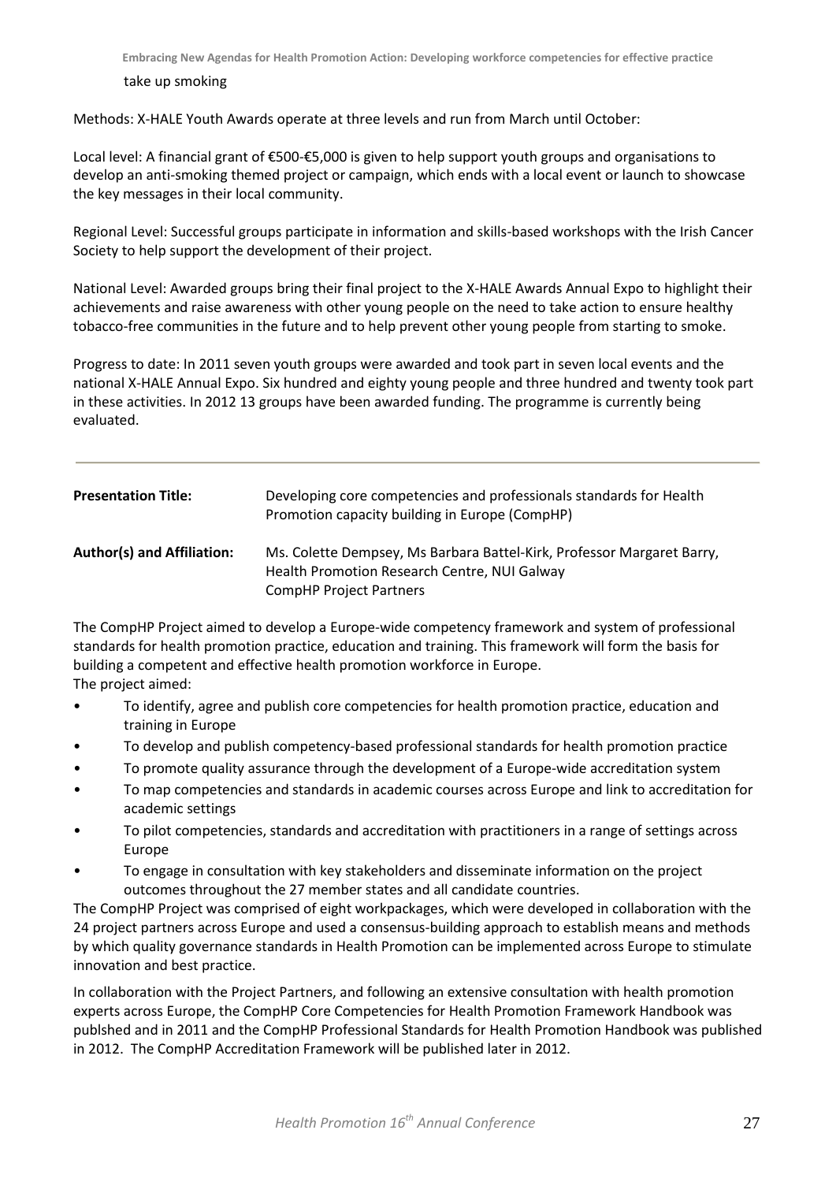take up smoking

Methods: X-HALE Youth Awards operate at three levels and run from March until October:

Local level: A financial grant of €500-€5,000 is given to help support youth groups and organisations to develop an anti-smoking themed project or campaign, which ends with a local event or launch to showcase the key messages in their local community.

Regional Level: Successful groups participate in information and skills-based workshops with the Irish Cancer Society to help support the development of their project.

National Level: Awarded groups bring their final project to the X-HALE Awards Annual Expo to highlight their achievements and raise awareness with other young people on the need to take action to ensure healthy tobacco-free communities in the future and to help prevent other young people from starting to smoke.

Progress to date: In 2011 seven youth groups were awarded and took part in seven local events and the national X-HALE Annual Expo. Six hundred and eighty young people and three hundred and twenty took part in these activities. In 2012 13 groups have been awarded funding. The programme is currently being evaluated.

---

| | |
|---|---|
| **Presentation Title:** | Developing core competencies and professionals standards for Health Promotion capacity building in Europe (CompHP) |
| **Author(s) and Affiliation:** | Ms. Colette Dempsey, Ms Barbara Battel-Kirk, Professor Margaret Barry, Health Promotion Research Centre, NUI Galway<br>CompHP Project Partners |

The CompHP Project aimed to develop a Europe-wide competency framework and system of professional standards for health promotion practice, education and training. This framework will form the basis for building a competent and effective health promotion workforce in Europe.
The project aimed:

- To identify, agree and publish core competencies for health promotion practice, education and training in Europe
- To develop and publish competency-based professional standards for health promotion practice
- To promote quality assurance through the development of a Europe-wide accreditation system
- To map competencies and standards in academic courses across Europe and link to accreditation for academic settings
- To pilot competencies, standards and accreditation with practitioners in a range of settings across Europe
- To engage in consultation with key stakeholders and disseminate information on the project outcomes throughout the 27 member states and all candidate countries.

The CompHP Project was comprised of eight workpackages, which were developed in collaboration with the 24 project partners across Europe and used a consensus-building approach to establish means and methods by which quality governance standards in Health Promotion can be implemented across Europe to stimulate innovation and best practice.

In collaboration with the Project Partners, and following an extensive consultation with health promotion experts across Europe, the CompHP Core Competencies for Health Promotion Framework Handbook was publshed and in 2011 and the CompHP Professional Standards for Health Promotion Handbook was published in 2012. The CompHP Accreditation Framework will be published later in 2012.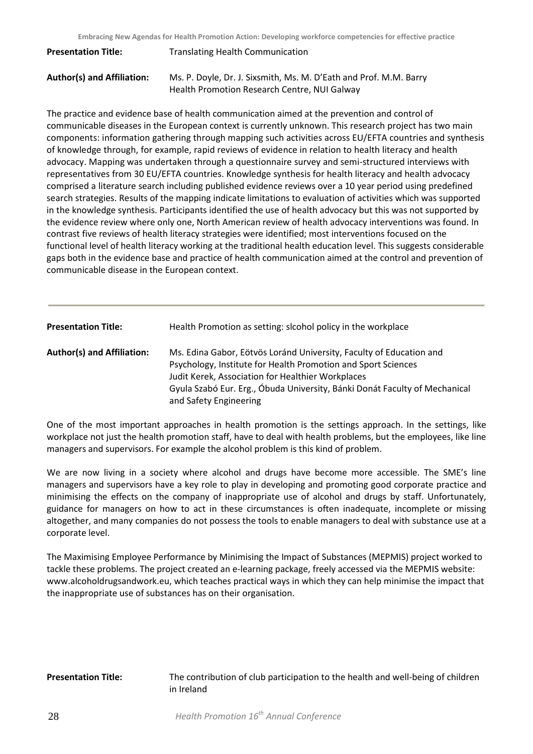**Presentation Title:** Translating Health Communication

**Author(s) and Affiliation:** Ms. P. Doyle, Dr. J. Sixsmith, Ms. M. D'Eath and Prof. M.M. Barry
Health Promotion Research Centre, NUI Galway

The practice and evidence base of health communication aimed at the prevention and control of communicable diseases in the European context is currently unknown. This research project has two main components: information gathering through mapping such activities across EU/EFTA countries and synthesis of knowledge through, for example, rapid reviews of evidence in relation to health literacy and health advocacy. Mapping was undertaken through a questionnaire survey and semi-structured interviews with representatives from 30 EU/EFTA countries. Knowledge synthesis for health literacy and health advocacy comprised a literature search including published evidence reviews over a 10 year period using predefined search strategies. Results of the mapping indicate limitations to evaluation of activities which was supported in the knowledge synthesis. Participants identified the use of health advocacy but this was not supported by the evidence review where only one, North American review of health advocacy interventions was found. In contrast five reviews of health literacy strategies were identified; most interventions focused on the functional level of health literacy working at the traditional health education level. This suggests considerable gaps both in the evidence base and practice of health communication aimed at the control and prevention of communicable disease in the European context.

---

**Presentation Title:** Health Promotion as setting: slcohol policy in the workplace

**Author(s) and Affiliation:** Ms. Edina Gabor, Eötvös Loránd University, Faculty of Education and Psychology, Institute for Health Promotion and Sport Sciences
Judit Kerek, Association for Healthier Workplaces
Gyula Szabó Eur. Erg., Óbuda University, Bánki Donát Faculty of Mechanical and Safety Engineering

One of the most important approaches in health promotion is the settings approach. In the settings, like workplace not just the health promotion staff, have to deal with health problems, but the employees, like line managers and supervisors. For example the alcohol problem is this kind of problem.

We are now living in a society where alcohol and drugs have become more accessible. The SME's line managers and supervisors have a key role to play in developing and promoting good corporate practice and minimising the effects on the company of inappropriate use of alcohol and drugs by staff. Unfortunately, guidance for managers on how to act in these circumstances is often inadequate, incomplete or missing altogether, and many companies do not possess the tools to enable managers to deal with substance use at a corporate level.

The Maximising Employee Performance by Minimising the Impact of Substances (MEPMIS) project worked to tackle these problems. The project created an e-learning package, freely accessed via the MEPMIS website: www.alcoholdrugsandwork.eu, which teaches practical ways in which they can help minimise the impact that the inappropriate use of substances has on their organisation.

**Presentation Title:** The contribution of club participation to the health and well-being of children in Ireland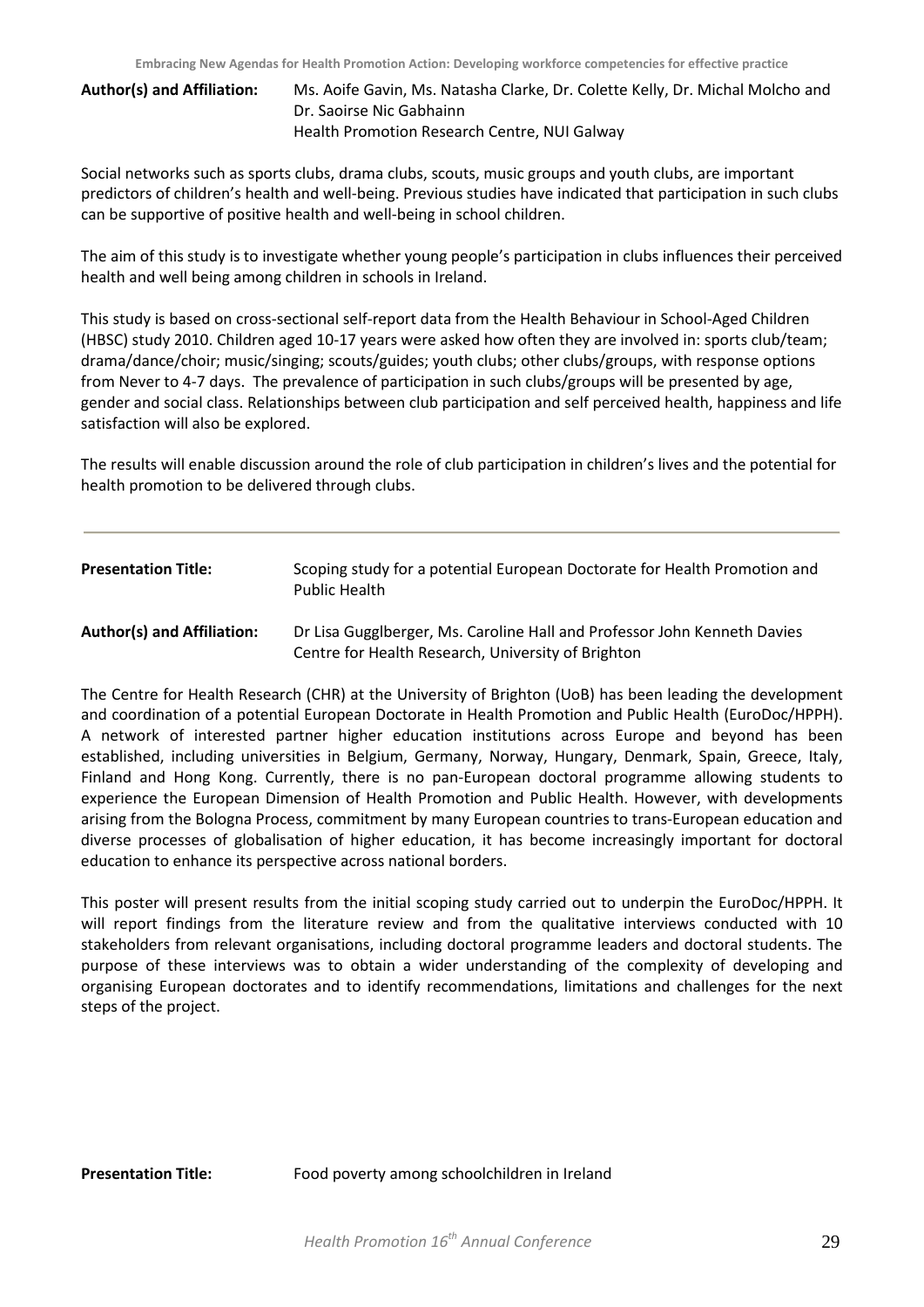**Author(s) and Affiliation:** Ms. Aoife Gavin, Ms. Natasha Clarke, Dr. Colette Kelly, Dr. Michal Molcho and Dr. Saoirse Nic Gabhainn
Health Promotion Research Centre, NUI Galway

Social networks such as sports clubs, drama clubs, scouts, music groups and youth clubs, are important predictors of children's health and well-being. Previous studies have indicated that participation in such clubs can be supportive of positive health and well-being in school children.

The aim of this study is to investigate whether young people's participation in clubs influences their perceived health and well being among children in schools in Ireland.

This study is based on cross-sectional self-report data from the Health Behaviour in School-Aged Children (HBSC) study 2010. Children aged 10-17 years were asked how often they are involved in: sports club/team; drama/dance/choir; music/singing; scouts/guides; youth clubs; other clubs/groups, with response options from Never to 4-7 days. The prevalence of participation in such clubs/groups will be presented by age, gender and social class. Relationships between club participation and self perceived health, happiness and life satisfaction will also be explored.

The results will enable discussion around the role of club participation in children's lives and the potential for health promotion to be delivered through clubs.

---

**Presentation Title:** Scoping study for a potential European Doctorate for Health Promotion and Public Health

**Author(s) and Affiliation:** Dr Lisa Gugglberger, Ms. Caroline Hall and Professor John Kenneth Davies
Centre for Health Research, University of Brighton

The Centre for Health Research (CHR) at the University of Brighton (UoB) has been leading the development and coordination of a potential European Doctorate in Health Promotion and Public Health (EuroDoc/HPPH). A network of interested partner higher education institutions across Europe and beyond has been established, including universities in Belgium, Germany, Norway, Hungary, Denmark, Spain, Greece, Italy, Finland and Hong Kong. Currently, there is no pan-European doctoral programme allowing students to experience the European Dimension of Health Promotion and Public Health. However, with developments arising from the Bologna Process, commitment by many European countries to trans-European education and diverse processes of globalisation of higher education, it has become increasingly important for doctoral education to enhance its perspective across national borders.

This poster will present results from the initial scoping study carried out to underpin the EuroDoc/HPPH. It will report findings from the literature review and from the qualitative interviews conducted with 10 stakeholders from relevant organisations, including doctoral programme leaders and doctoral students. The purpose of these interviews was to obtain a wider understanding of the complexity of developing and organising European doctorates and to identify recommendations, limitations and challenges for the next steps of the project.

**Presentation Title:** Food poverty among schoolchildren in Ireland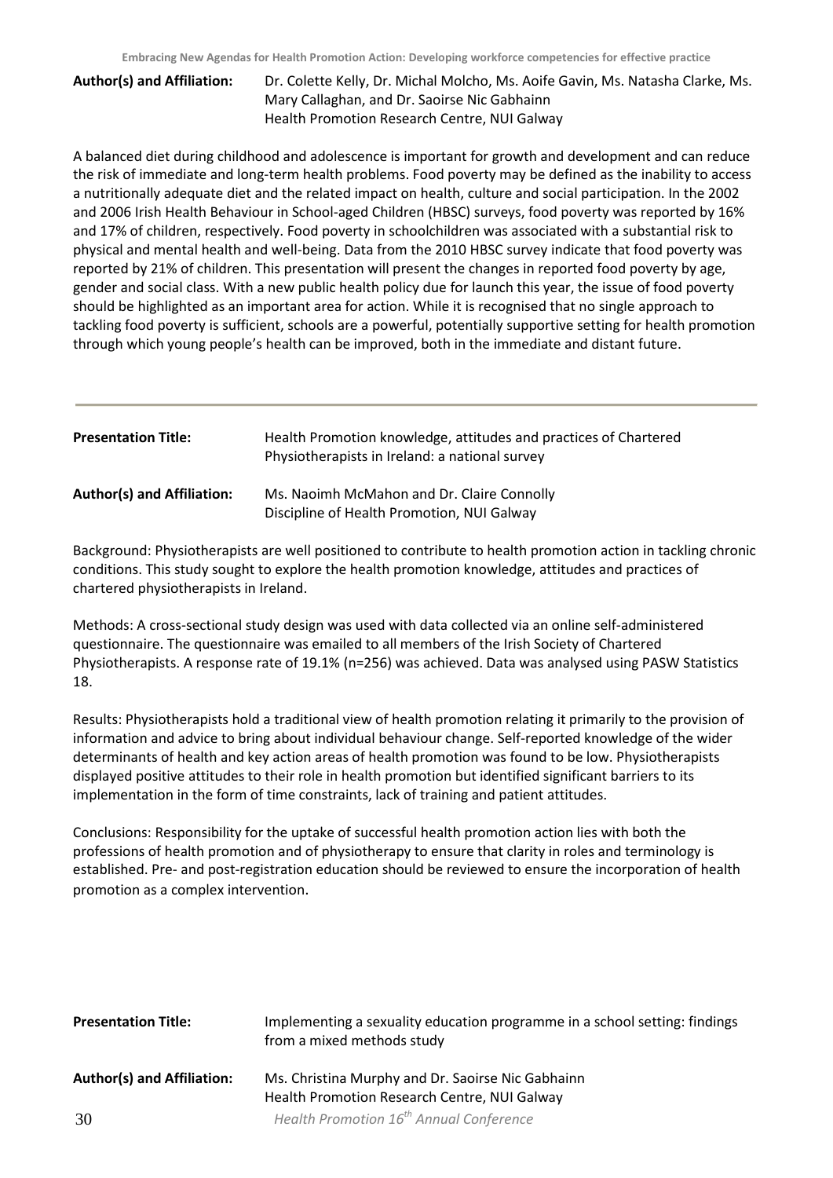**Author(s) and Affiliation:** Dr. Colette Kelly, Dr. Michal Molcho, Ms. Aoife Gavin, Ms. Natasha Clarke, Ms. Mary Callaghan, and Dr. Saoirse Nic Gabhainn
Health Promotion Research Centre, NUI Galway

A balanced diet during childhood and adolescence is important for growth and development and can reduce the risk of immediate and long-term health problems. Food poverty may be defined as the inability to access a nutritionally adequate diet and the related impact on health, culture and social participation. In the 2002 and 2006 Irish Health Behaviour in School-aged Children (HBSC) surveys, food poverty was reported by 16% and 17% of children, respectively. Food poverty in schoolchildren was associated with a substantial risk to physical and mental health and well-being. Data from the 2010 HBSC survey indicate that food poverty was reported by 21% of children. This presentation will present the changes in reported food poverty by age, gender and social class. With a new public health policy due for launch this year, the issue of food poverty should be highlighted as an important area for action. While it is recognised that no single approach to tackling food poverty is sufficient, schools are a powerful, potentially supportive setting for health promotion through which young people's health can be improved, both in the immediate and distant future.

---

**Presentation Title:** Health Promotion knowledge, attitudes and practices of Chartered Physiotherapists in Ireland: a national survey

**Author(s) and Affiliation:** Ms. Naoimh McMahon and Dr. Claire Connolly
Discipline of Health Promotion, NUI Galway

Background: Physiotherapists are well positioned to contribute to health promotion action in tackling chronic conditions. This study sought to explore the health promotion knowledge, attitudes and practices of chartered physiotherapists in Ireland.

Methods: A cross-sectional study design was used with data collected via an online self-administered questionnaire. The questionnaire was emailed to all members of the Irish Society of Chartered Physiotherapists. A response rate of 19.1% (n=256) was achieved. Data was analysed using PASW Statistics 18.

Results: Physiotherapists hold a traditional view of health promotion relating it primarily to the provision of information and advice to bring about individual behaviour change. Self-reported knowledge of the wider determinants of health and key action areas of health promotion was found to be low. Physiotherapists displayed positive attitudes to their role in health promotion but identified significant barriers to its implementation in the form of time constraints, lack of training and patient attitudes.

Conclusions: Responsibility for the uptake of successful health promotion action lies with both the professions of health promotion and of physiotherapy to ensure that clarity in roles and terminology is established. Pre- and post-registration education should be reviewed to ensure the incorporation of health promotion as a complex intervention.

**Presentation Title:** Implementing a sexuality education programme in a school setting: findings from a mixed methods study

**Author(s) and Affiliation:** Ms. Christina Murphy and Dr. Saoirse Nic Gabhainn
Health Promotion Research Centre, NUI Galway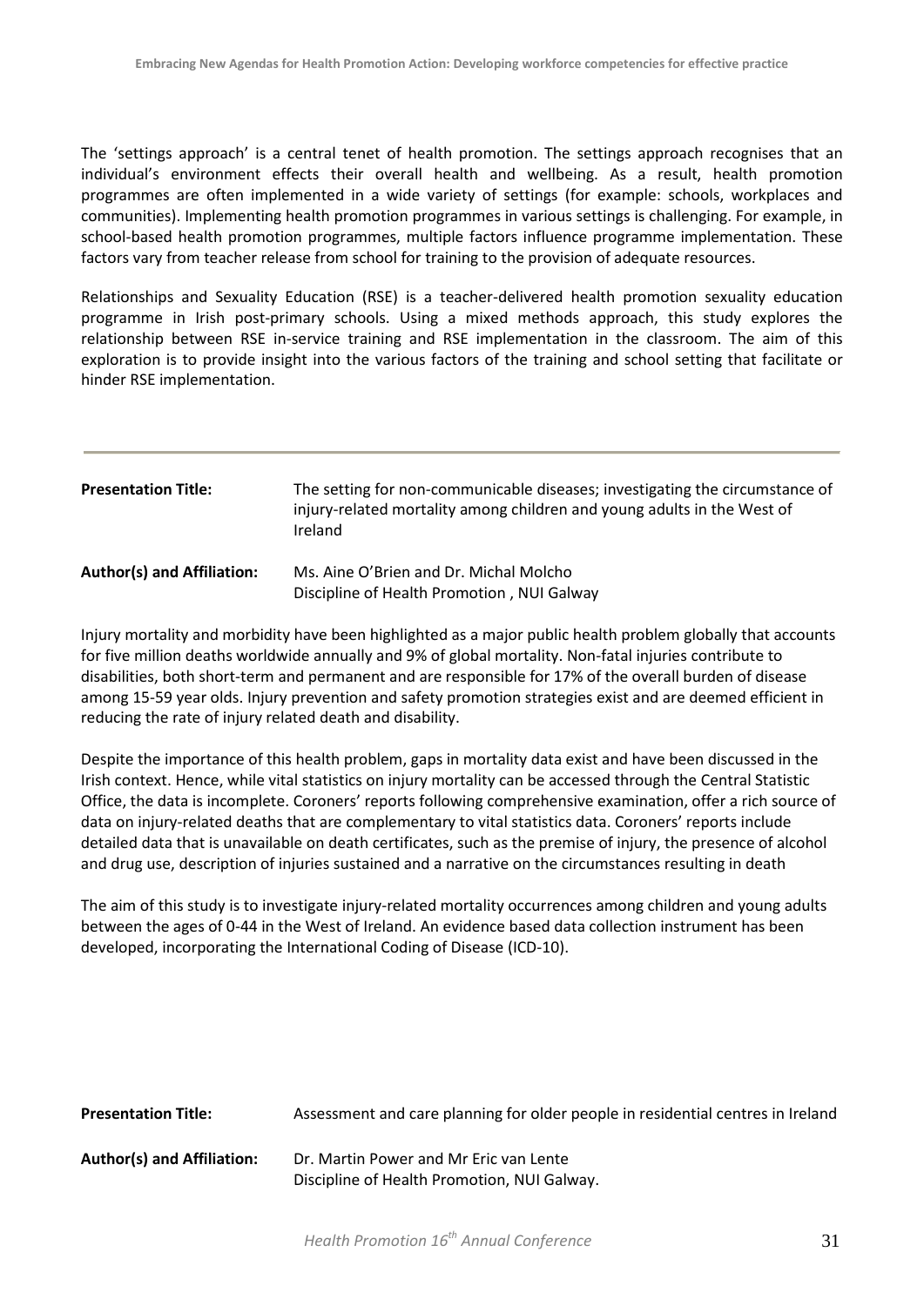The 'settings approach' is a central tenet of health promotion. The settings approach recognises that an individual's environment effects their overall health and wellbeing. As a result, health promotion programmes are often implemented in a wide variety of settings (for example: schools, workplaces and communities). Implementing health promotion programmes in various settings is challenging. For example, in school-based health promotion programmes, multiple factors influence programme implementation. These factors vary from teacher release from school for training to the provision of adequate resources.

Relationships and Sexuality Education (RSE) is a teacher-delivered health promotion sexuality education programme in Irish post-primary schools. Using a mixed methods approach, this study explores the relationship between RSE in-service training and RSE implementation in the classroom. The aim of this exploration is to provide insight into the various factors of the training and school setting that facilitate or hinder RSE implementation.

---

**Presentation Title:** The setting for non-communicable diseases; investigating the circumstance of injury-related mortality among children and young adults in the West of Ireland

**Author(s) and Affiliation:** Ms. Aine O'Brien and Dr. Michal Molcho
Discipline of Health Promotion , NUI Galway

Injury mortality and morbidity have been highlighted as a major public health problem globally that accounts for five million deaths worldwide annually and 9% of global mortality. Non-fatal injuries contribute to disabilities, both short-term and permanent and are responsible for 17% of the overall burden of disease among 15-59 year olds. Injury prevention and safety promotion strategies exist and are deemed efficient in reducing the rate of injury related death and disability.

Despite the importance of this health problem, gaps in mortality data exist and have been discussed in the Irish context. Hence, while vital statistics on injury mortality can be accessed through the Central Statistic Office, the data is incomplete. Coroners' reports following comprehensive examination, offer a rich source of data on injury-related deaths that are complementary to vital statistics data. Coroners' reports include detailed data that is unavailable on death certificates, such as the premise of injury, the presence of alcohol and drug use, description of injuries sustained and a narrative on the circumstances resulting in death

The aim of this study is to investigate injury-related mortality occurrences among children and young adults between the ages of 0-44 in the West of Ireland. An evidence based data collection instrument has been developed, incorporating the International Coding of Disease (ICD-10).

**Presentation Title:** Assessment and care planning for older people in residential centres in Ireland

**Author(s) and Affiliation:** Dr. Martin Power and Mr Eric van Lente
Discipline of Health Promotion, NUI Galway.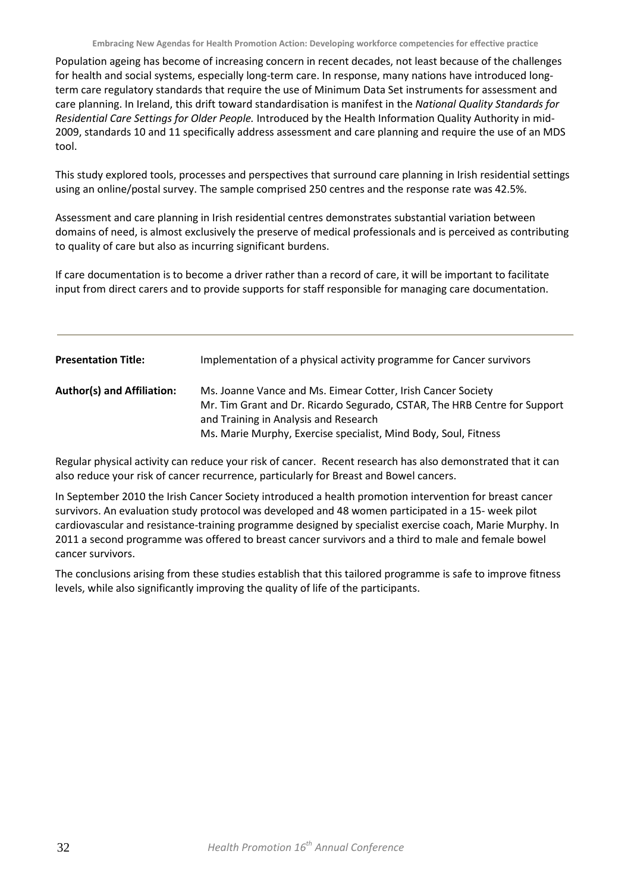Population ageing has become of increasing concern in recent decades, not least because of the challenges for health and social systems, especially long-term care. In response, many nations have introduced long-term care regulatory standards that require the use of Minimum Data Set instruments for assessment and care planning. In Ireland, this drift toward standardisation is manifest in the *National Quality Standards for Residential Care Settings for Older People.* Introduced by the Health Information Quality Authority in mid-2009, standards 10 and 11 specifically address assessment and care planning and require the use of an MDS tool.

This study explored tools, processes and perspectives that surround care planning in Irish residential settings using an online/postal survey. The sample comprised 250 centres and the response rate was 42.5%.

Assessment and care planning in Irish residential centres demonstrates substantial variation between domains of need, is almost exclusively the preserve of medical professionals and is perceived as contributing to quality of care but also as incurring significant burdens.

If care documentation is to become a driver rather than a record of care, it will be important to facilitate input from direct carers and to provide supports for staff responsible for managing care documentation.

---

**Presentation Title:** Implementation of a physical activity programme for Cancer survivors

**Author(s) and Affiliation:** Ms. Joanne Vance and Ms. Eimear Cotter, Irish Cancer Society
Mr. Tim Grant and Dr. Ricardo Segurado, CSTAR, The HRB Centre for Support and Training in Analysis and Research
Ms. Marie Murphy, Exercise specialist, Mind Body, Soul, Fitness

Regular physical activity can reduce your risk of cancer. Recent research has also demonstrated that it can also reduce your risk of cancer recurrence, particularly for Breast and Bowel cancers.

In September 2010 the Irish Cancer Society introduced a health promotion intervention for breast cancer survivors. An evaluation study protocol was developed and 48 women participated in a 15- week pilot cardiovascular and resistance-training programme designed by specialist exercise coach, Marie Murphy. In 2011 a second programme was offered to breast cancer survivors and a third to male and female bowel cancer survivors.

The conclusions arising from these studies establish that this tailored programme is safe to improve fitness levels, while also significantly improving the quality of life of the participants.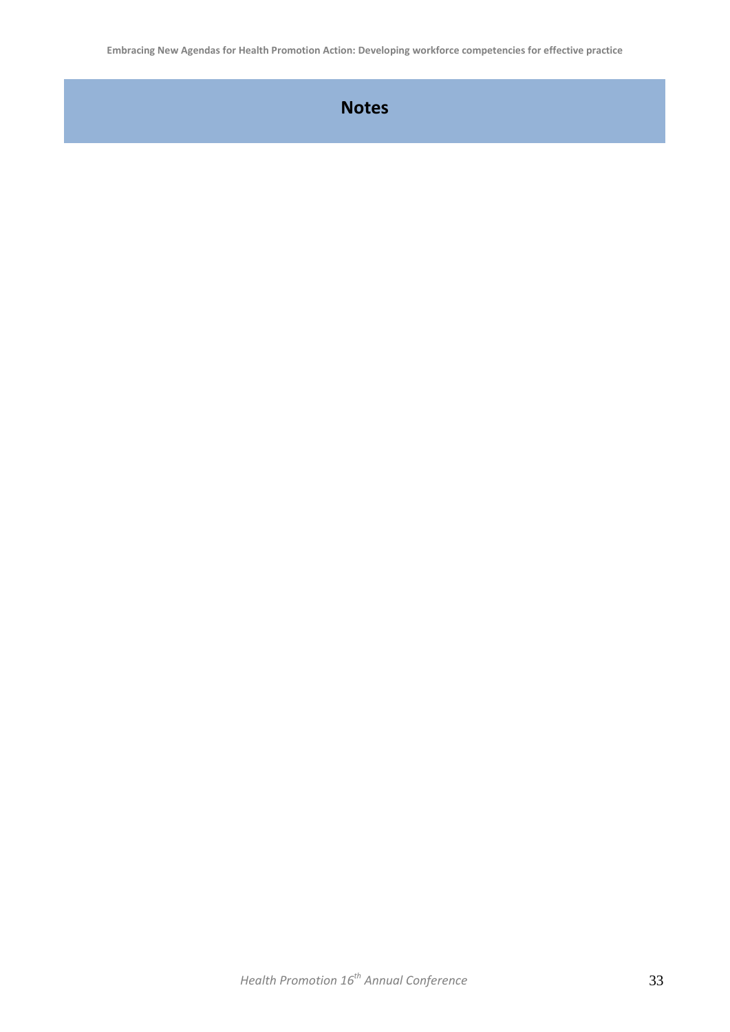# Notes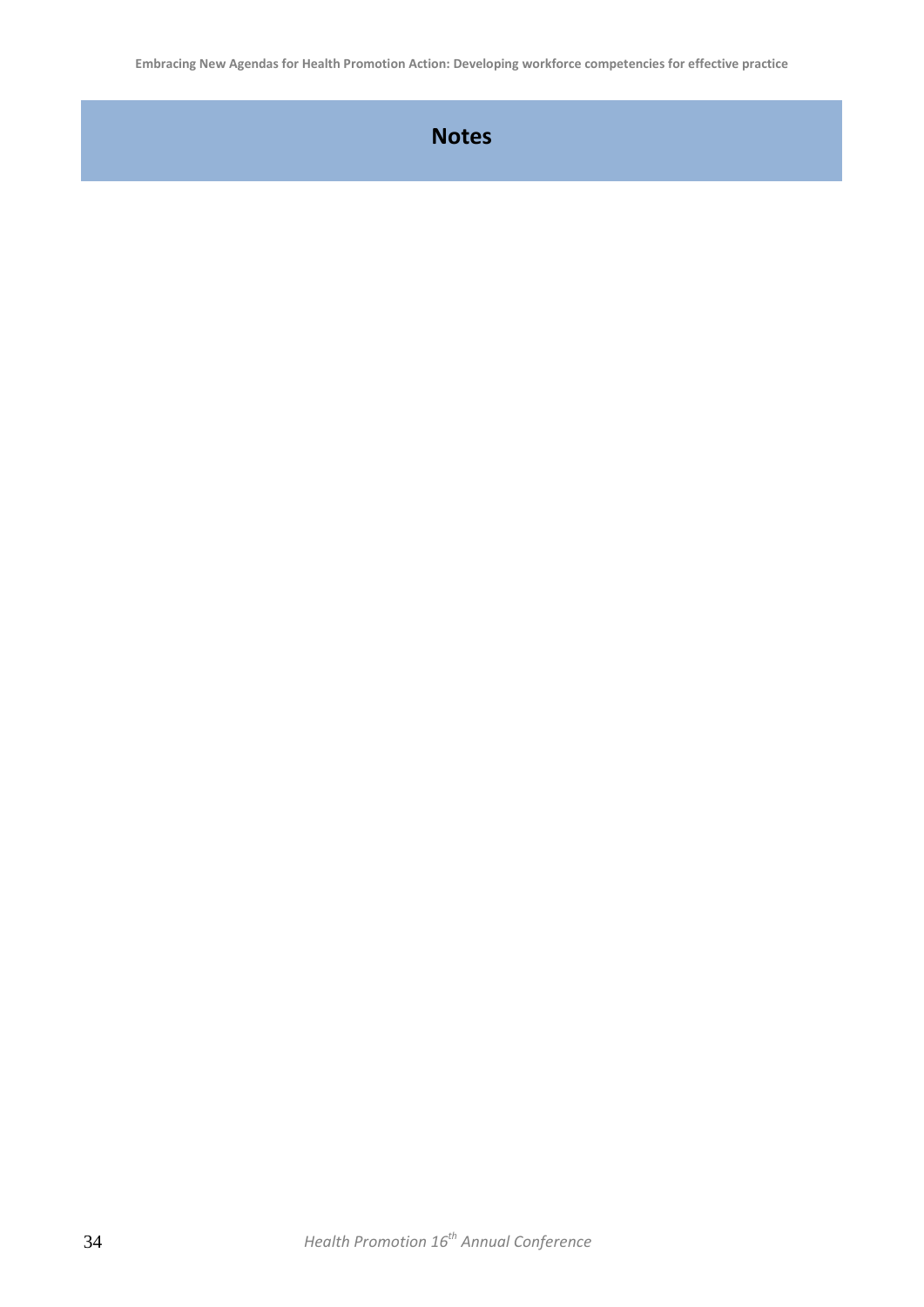# Notes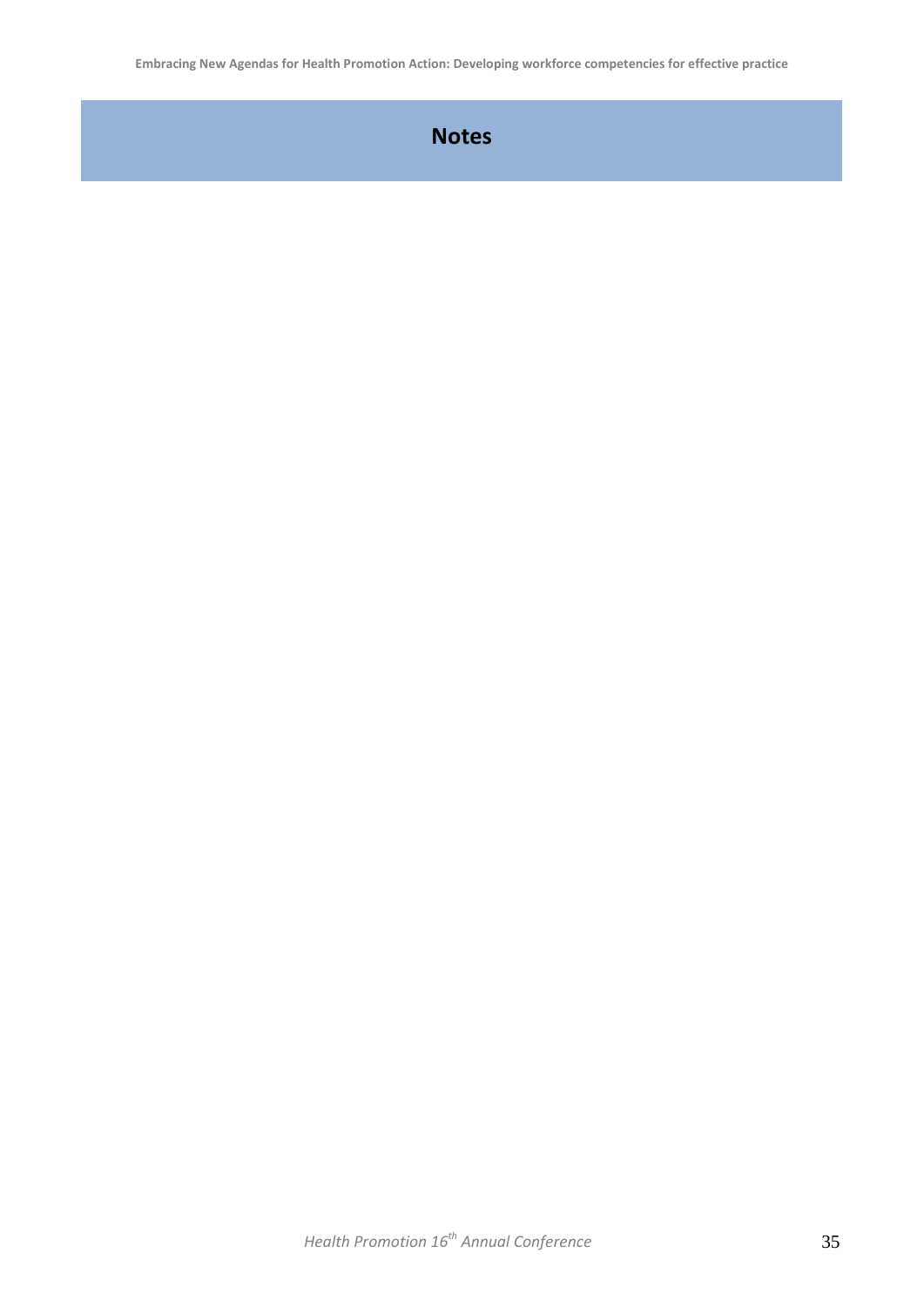# Notes